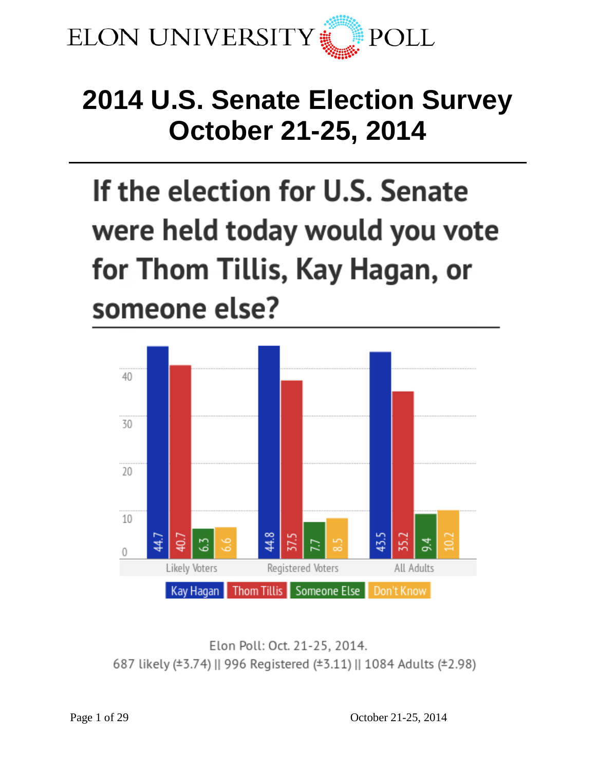ELON UNIVERSITY POLL

# 2014 U.S. Senate Election Survey
# October 21-25, 2014

## If the election for U.S. Senate were held today would you vote for Thom Tillis, Kay Hagan, or someone else?

| | Kay Hagan | Thom Tillis | Someone Else | Don't Know |
|---|---|---|---|---|
| Likely Voters | 44.7 | 40.7 | 6.3 | 6.6 |
| Registered Voters | 44.8 | 37.5 | 7.7 | 8.5 |
| All Adults | 43.5 | 35.2 | 9.4 | 10.2 |

Elon Poll: Oct. 21-25, 2014.
687 likely (±3.74) || 996 Registered (±3.11) || 1084 Adults (±2.98)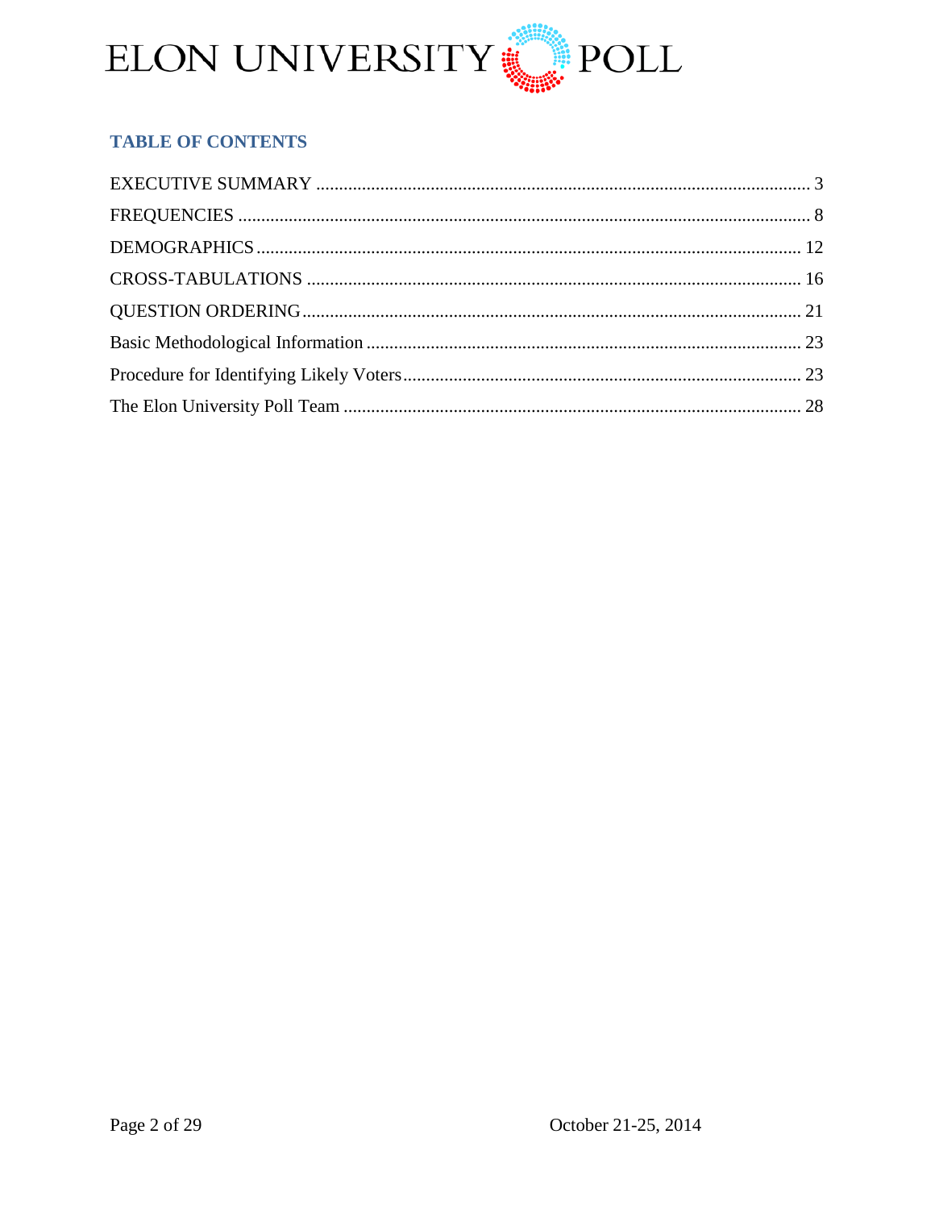## TABLE OF CONTENTS

EXECUTIVE SUMMARY ........................................................................................................... 3

FREQUENCIES ....................................................................................................................... 8

DEMOGRAPHICS ................................................................................................................. 12

CROSS-TABULATIONS ....................................................................................................... 16

QUESTION ORDERING ......................................................................................................... 21

Basic Methodological Information ........................................................................................ 23

Procedure for Identifying Likely Voters ................................................................................ 23

The Elon University Poll Team ............................................................................................. 28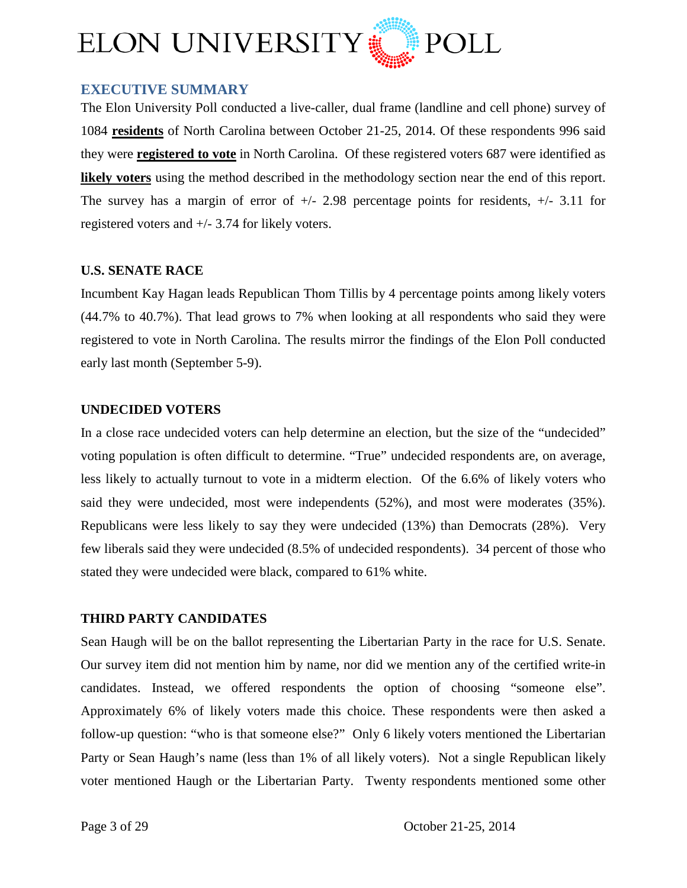## EXECUTIVE SUMMARY

The Elon University Poll conducted a live-caller, dual frame (landline and cell phone) survey of 1084 **residents** of North Carolina between October 21-25, 2014. Of these respondents 996 said they were **registered to vote** in North Carolina. Of these registered voters 687 were identified as **likely voters** using the method described in the methodology section near the end of this report. The survey has a margin of error of +/- 2.98 percentage points for residents, +/- 3.11 for registered voters and +/- 3.74 for likely voters.

### U.S. SENATE RACE

Incumbent Kay Hagan leads Republican Thom Tillis by 4 percentage points among likely voters (44.7% to 40.7%). That lead grows to 7% when looking at all respondents who said they were registered to vote in North Carolina. The results mirror the findings of the Elon Poll conducted early last month (September 5-9).

### UNDECIDED VOTERS

In a close race undecided voters can help determine an election, but the size of the "undecided" voting population is often difficult to determine. "True" undecided respondents are, on average, less likely to actually turnout to vote in a midterm election. Of the 6.6% of likely voters who said they were undecided, most were independents (52%), and most were moderates (35%). Republicans were less likely to say they were undecided (13%) than Democrats (28%). Very few liberals said they were undecided (8.5% of undecided respondents). 34 percent of those who stated they were undecided were black, compared to 61% white.

### THIRD PARTY CANDIDATES

Sean Haugh will be on the ballot representing the Libertarian Party in the race for U.S. Senate. Our survey item did not mention him by name, nor did we mention any of the certified write-in candidates. Instead, we offered respondents the option of choosing "someone else". Approximately 6% of likely voters made this choice. These respondents were then asked a follow-up question: "who is that someone else?" Only 6 likely voters mentioned the Libertarian Party or Sean Haugh's name (less than 1% of all likely voters). Not a single Republican likely voter mentioned Haugh or the Libertarian Party. Twenty respondents mentioned some other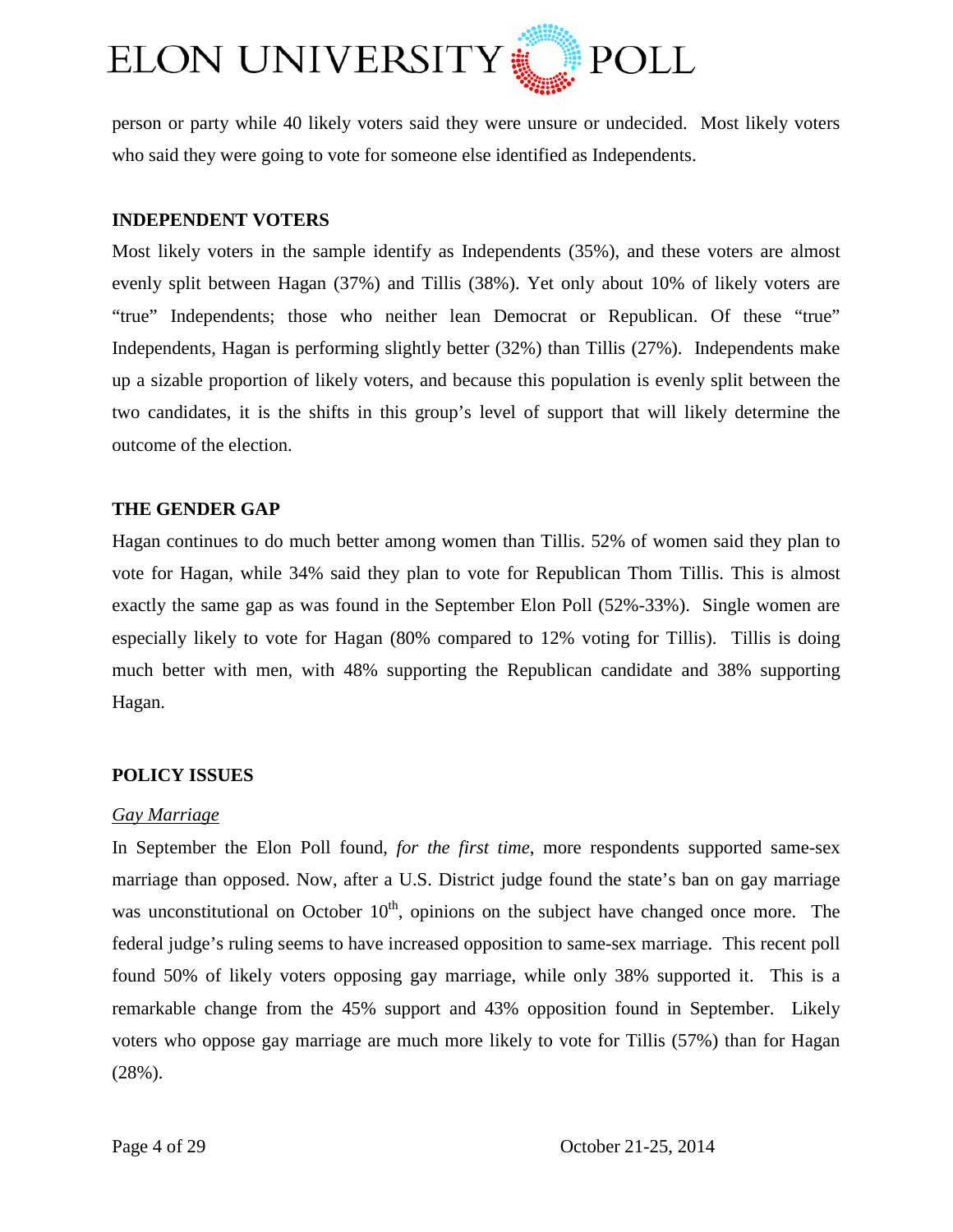person or party while 40 likely voters said they were unsure or undecided. Most likely voters who said they were going to vote for someone else identified as Independents.

**INDEPENDENT VOTERS**

Most likely voters in the sample identify as Independents (35%), and these voters are almost evenly split between Hagan (37%) and Tillis (38%). Yet only about 10% of likely voters are "true" Independents; those who neither lean Democrat or Republican. Of these "true" Independents, Hagan is performing slightly better (32%) than Tillis (27%). Independents make up a sizable proportion of likely voters, and because this population is evenly split between the two candidates, it is the shifts in this group's level of support that will likely determine the outcome of the election.

**THE GENDER GAP**

Hagan continues to do much better among women than Tillis. 52% of women said they plan to vote for Hagan, while 34% said they plan to vote for Republican Thom Tillis. This is almost exactly the same gap as was found in the September Elon Poll (52%-33%). Single women are especially likely to vote for Hagan (80% compared to 12% voting for Tillis). Tillis is doing much better with men, with 48% supporting the Republican candidate and 38% supporting Hagan.

**POLICY ISSUES**

*Gay Marriage*

In September the Elon Poll found, *for the first time*, more respondents supported same-sex marriage than opposed. Now, after a U.S. District judge found the state's ban on gay marriage was unconstitutional on October 10th, opinions on the subject have changed once more. The federal judge's ruling seems to have increased opposition to same-sex marriage. This recent poll found 50% of likely voters opposing gay marriage, while only 38% supported it. This is a remarkable change from the 45% support and 43% opposition found in September. Likely voters who oppose gay marriage are much more likely to vote for Tillis (57%) than for Hagan (28%).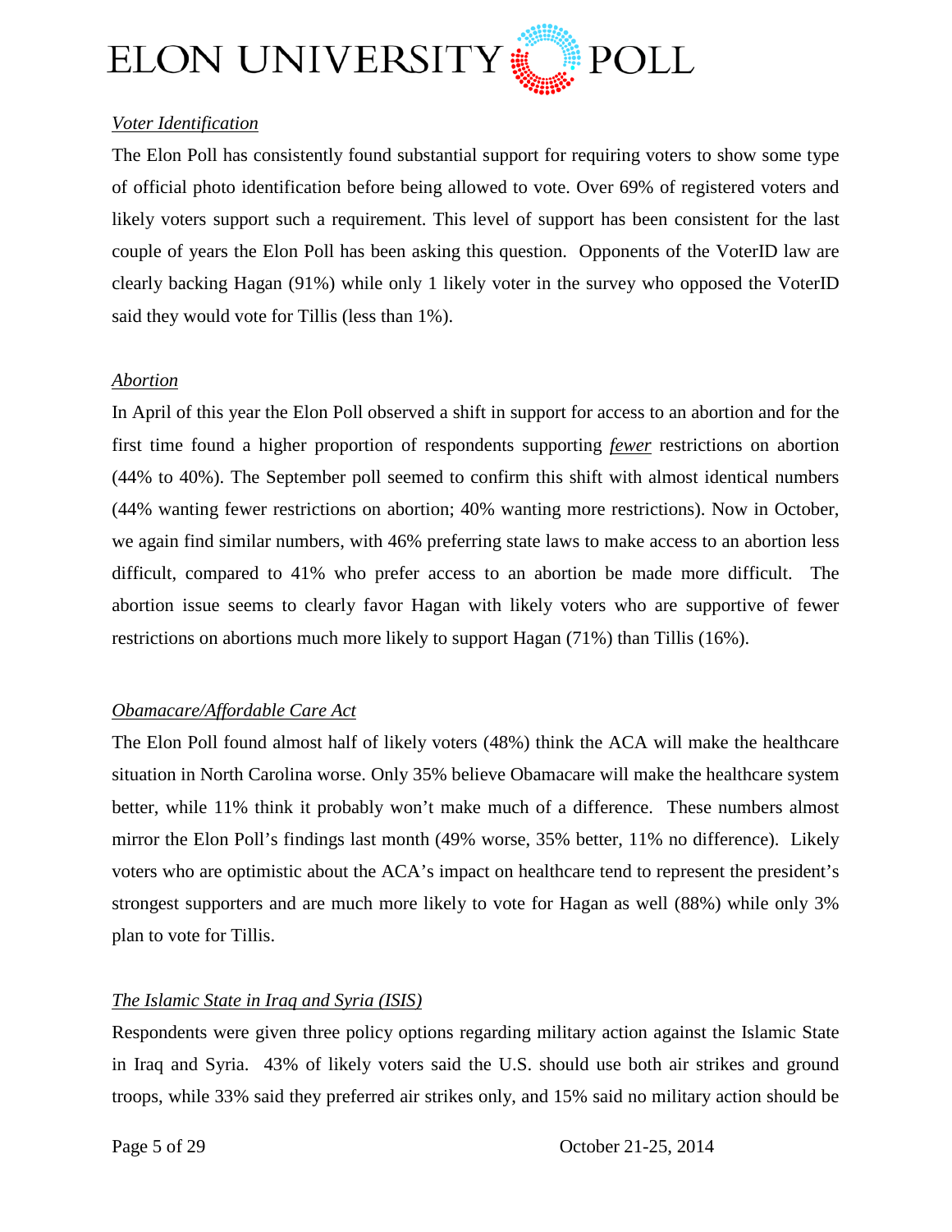*Voter Identification*

The Elon Poll has consistently found substantial support for requiring voters to show some type of official photo identification before being allowed to vote. Over 69% of registered voters and likely voters support such a requirement. This level of support has been consistent for the last couple of years the Elon Poll has been asking this question. Opponents of the VoterID law are clearly backing Hagan (91%) while only 1 likely voter in the survey who opposed the VoterID said they would vote for Tillis (less than 1%).

*Abortion*

In April of this year the Elon Poll observed a shift in support for access to an abortion and for the first time found a higher proportion of respondents supporting *fewer* restrictions on abortion (44% to 40%). The September poll seemed to confirm this shift with almost identical numbers (44% wanting fewer restrictions on abortion; 40% wanting more restrictions). Now in October, we again find similar numbers, with 46% preferring state laws to make access to an abortion less difficult, compared to 41% who prefer access to an abortion be made more difficult. The abortion issue seems to clearly favor Hagan with likely voters who are supportive of fewer restrictions on abortions much more likely to support Hagan (71%) than Tillis (16%).

*Obamacare/Affordable Care Act*

The Elon Poll found almost half of likely voters (48%) think the ACA will make the healthcare situation in North Carolina worse. Only 35% believe Obamacare will make the healthcare system better, while 11% think it probably won't make much of a difference. These numbers almost mirror the Elon Poll's findings last month (49% worse, 35% better, 11% no difference). Likely voters who are optimistic about the ACA's impact on healthcare tend to represent the president's strongest supporters and are much more likely to vote for Hagan as well (88%) while only 3% plan to vote for Tillis.

*The Islamic State in Iraq and Syria (ISIS)*

Respondents were given three policy options regarding military action against the Islamic State in Iraq and Syria. 43% of likely voters said the U.S. should use both air strikes and ground troops, while 33% said they preferred air strikes only, and 15% said no military action should be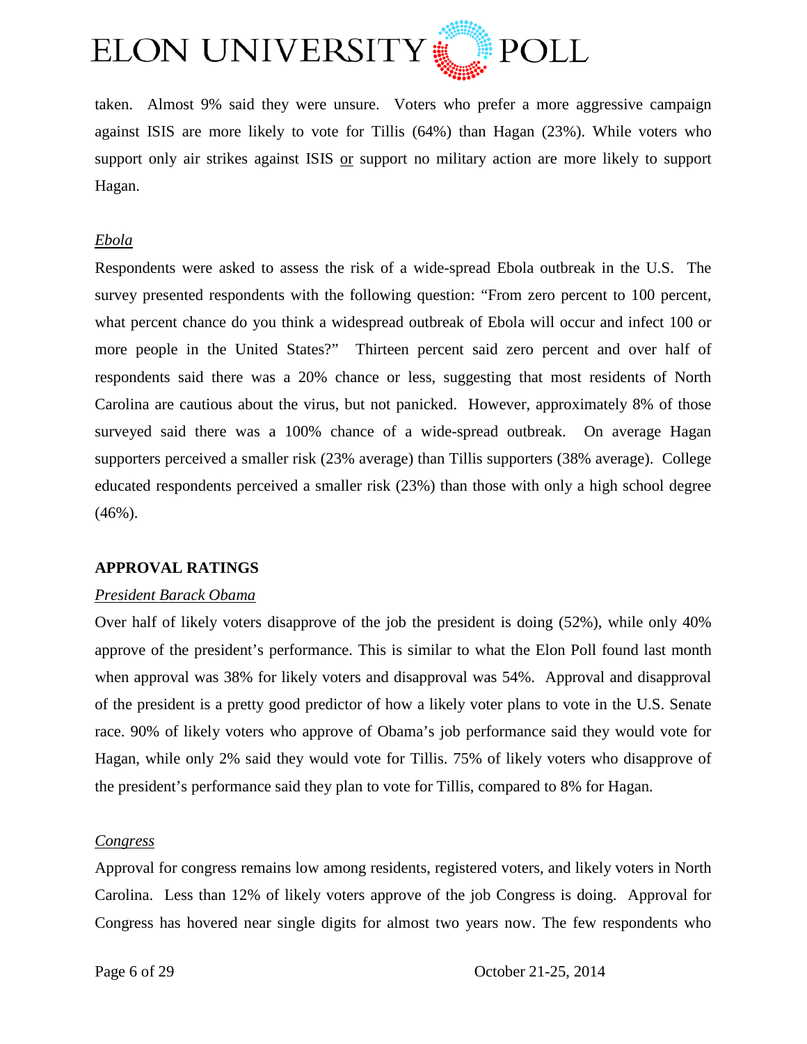taken. Almost 9% said they were unsure. Voters who prefer a more aggressive campaign against ISIS are more likely to vote for Tillis (64%) than Hagan (23%). While voters who support only air strikes against ISIS or support no military action are more likely to support Hagan.

*Ebola*

Respondents were asked to assess the risk of a wide-spread Ebola outbreak in the U.S. The survey presented respondents with the following question: "From zero percent to 100 percent, what percent chance do you think a widespread outbreak of Ebola will occur and infect 100 or more people in the United States?" Thirteen percent said zero percent and over half of respondents said there was a 20% chance or less, suggesting that most residents of North Carolina are cautious about the virus, but not panicked. However, approximately 8% of those surveyed said there was a 100% chance of a wide-spread outbreak. On average Hagan supporters perceived a smaller risk (23% average) than Tillis supporters (38% average). College educated respondents perceived a smaller risk (23%) than those with only a high school degree (46%).

## APPROVAL RATINGS

*President Barack Obama*

Over half of likely voters disapprove of the job the president is doing (52%), while only 40% approve of the president's performance. This is similar to what the Elon Poll found last month when approval was 38% for likely voters and disapproval was 54%. Approval and disapproval of the president is a pretty good predictor of how a likely voter plans to vote in the U.S. Senate race. 90% of likely voters who approve of Obama's job performance said they would vote for Hagan, while only 2% said they would vote for Tillis. 75% of likely voters who disapprove of the president's performance said they plan to vote for Tillis, compared to 8% for Hagan.

*Congress*

Approval for congress remains low among residents, registered voters, and likely voters in North Carolina. Less than 12% of likely voters approve of the job Congress is doing. Approval for Congress has hovered near single digits for almost two years now. The few respondents who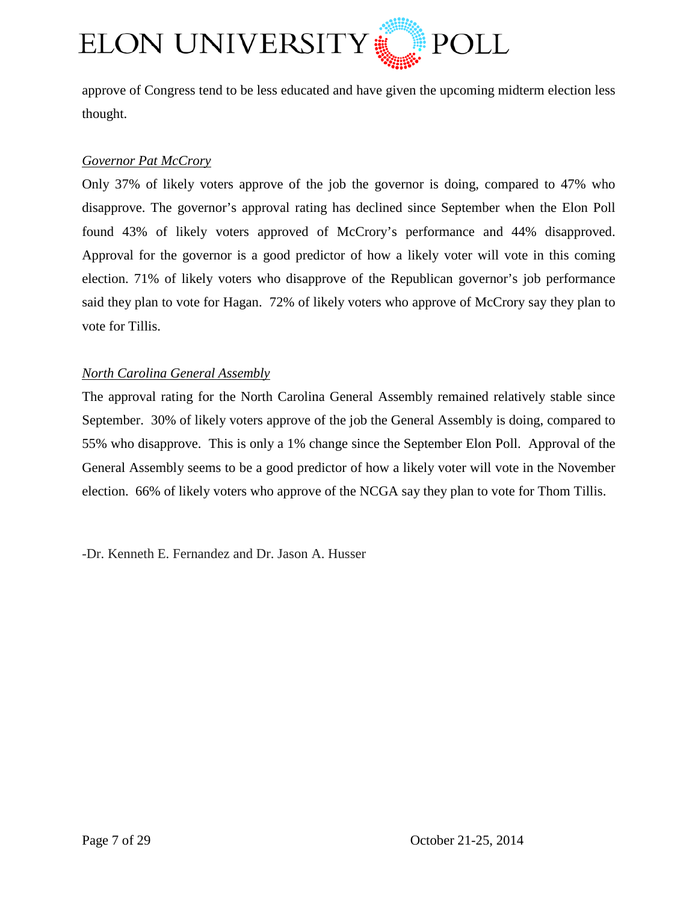approve of Congress tend to be less educated and have given the upcoming midterm election less thought.

### *Governor Pat McCrory*

Only 37% of likely voters approve of the job the governor is doing, compared to 47% who disapprove. The governor's approval rating has declined since September when the Elon Poll found 43% of likely voters approved of McCrory's performance and 44% disapproved. Approval for the governor is a good predictor of how a likely voter will vote in this coming election. 71% of likely voters who disapprove of the Republican governor's job performance said they plan to vote for Hagan. 72% of likely voters who approve of McCrory say they plan to vote for Tillis.

### *North Carolina General Assembly*

The approval rating for the North Carolina General Assembly remained relatively stable since September. 30% of likely voters approve of the job the General Assembly is doing, compared to 55% who disapprove. This is only a 1% change since the September Elon Poll. Approval of the General Assembly seems to be a good predictor of how a likely voter will vote in the November election. 66% of likely voters who approve of the NCGA say they plan to vote for Thom Tillis.

-Dr. Kenneth E. Fernandez and Dr. Jason A. Husser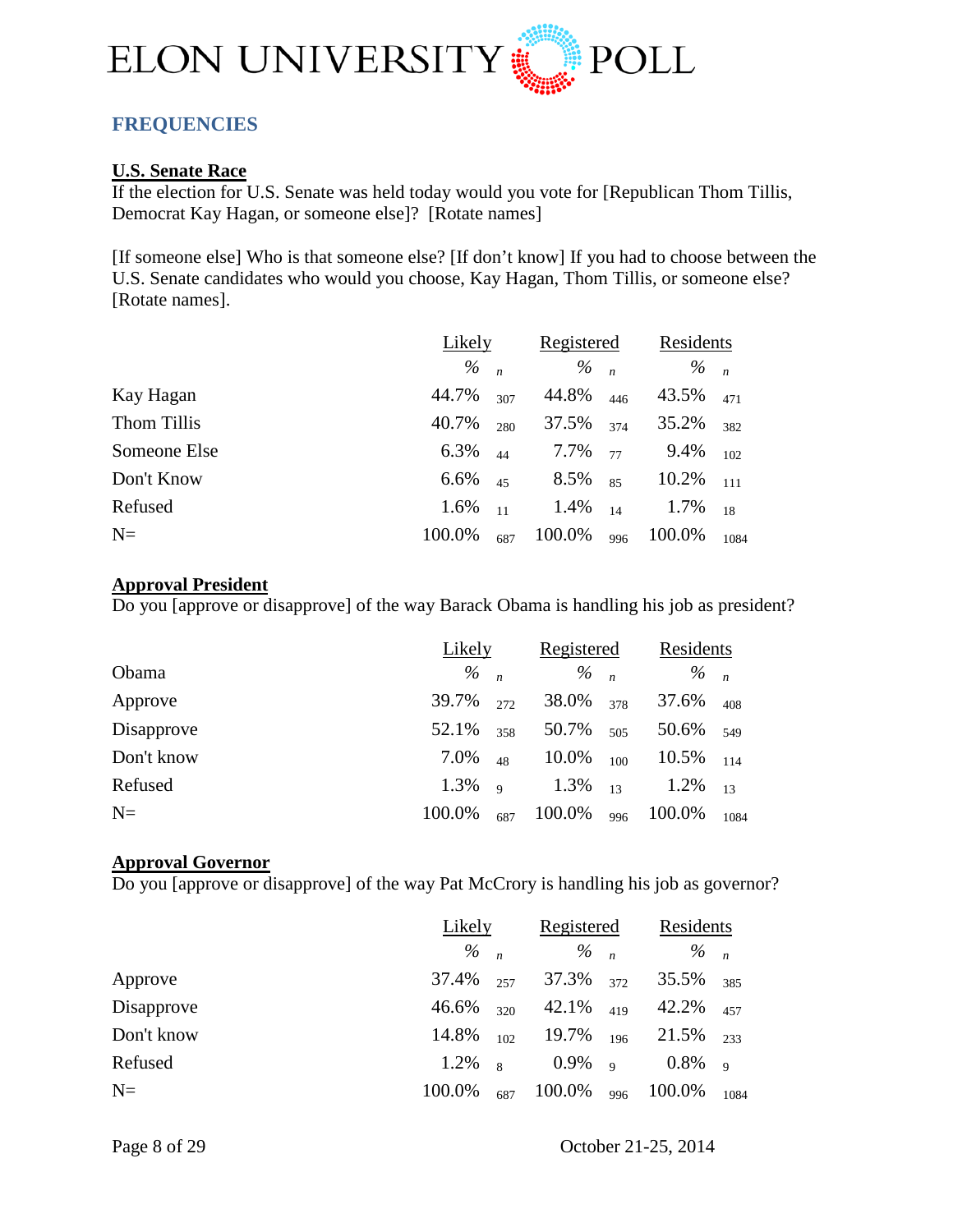# ELON UNIVERSITY POLL

## FREQUENCIES

**U.S. Senate Race**

If the election for U.S. Senate was held today would you vote for [Republican Thom Tillis, Democrat Kay Hagan, or someone else]? [Rotate names]

[If someone else] Who is that someone else? [If don't know] If you had to choose between the U.S. Senate candidates who would you choose, Kay Hagan, Thom Tillis, or someone else? [Rotate names].

| | Likely | | Registered | | Residents | |
|---|---|---|---|---|---|---|
| | % | *n* | % | *n* | % | *n* |
| Kay Hagan | 44.7% | 307 | 44.8% | 446 | 43.5% | 471 |
| Thom Tillis | 40.7% | 280 | 37.5% | 374 | 35.2% | 382 |
| Someone Else | 6.3% | 44 | 7.7% | 77 | 9.4% | 102 |
| Don't Know | 6.6% | 45 | 8.5% | 85 | 10.2% | 111 |
| Refused | 1.6% | 11 | 1.4% | 14 | 1.7% | 18 |
| N= | 100.0% | 687 | 100.0% | 996 | 100.0% | 1084 |

**Approval President**

Do you [approve or disapprove] of the way Barack Obama is handling his job as president?

| | Likely | | Registered | | Residents | |
|---|---|---|---|---|---|---|
| Obama | % | *n* | % | *n* | % | *n* |
| Approve | 39.7% | 272 | 38.0% | 378 | 37.6% | 408 |
| Disapprove | 52.1% | 358 | 50.7% | 505 | 50.6% | 549 |
| Don't know | 7.0% | 48 | 10.0% | 100 | 10.5% | 114 |
| Refused | 1.3% | 9 | 1.3% | 13 | 1.2% | 13 |
| N= | 100.0% | 687 | 100.0% | 996 | 100.0% | 1084 |

**Approval Governor**

Do you [approve or disapprove] of the way Pat McCrory is handling his job as governor?

| | Likely | | Registered | | Residents | |
|---|---|---|---|---|---|---|
| | % | *n* | % | *n* | % | *n* |
| Approve | 37.4% | 257 | 37.3% | 372 | 35.5% | 385 |
| Disapprove | 46.6% | 320 | 42.1% | 419 | 42.2% | 457 |
| Don't know | 14.8% | 102 | 19.7% | 196 | 21.5% | 233 |
| Refused | 1.2% | 8 | 0.9% | 9 | 0.8% | 9 |
| N= | 100.0% | 687 | 100.0% | 996 | 100.0% | 1084 |

October 21-25, 2014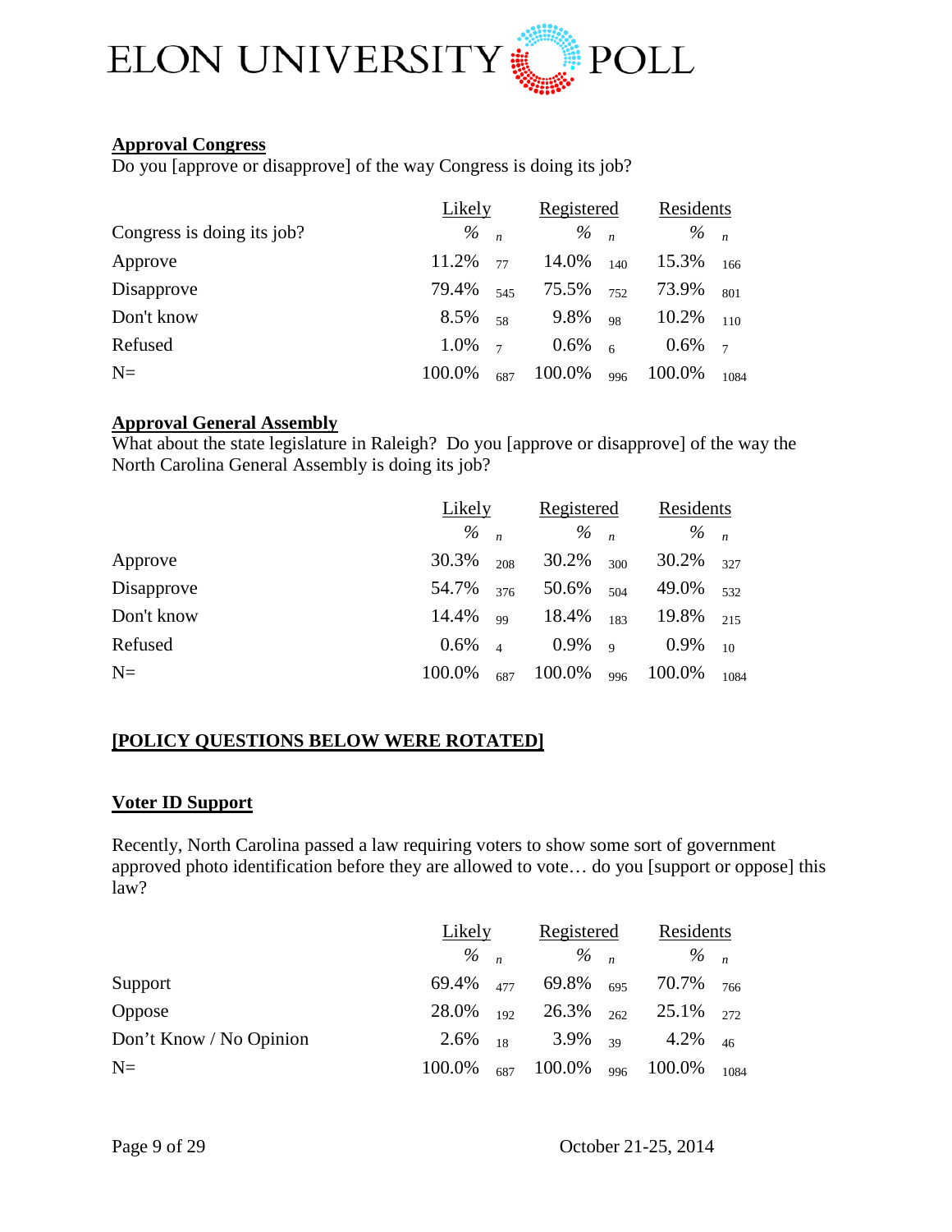**Approval Congress**

Do you [approve or disapprove] of the way Congress is doing its job?

| Congress is doing its job? | Likely % | n | Registered % | n | Residents % | n |
|---|---|---|---|---|---|---|
| Approve | 11.2% | 77 | 14.0% | 140 | 15.3% | 166 |
| Disapprove | 79.4% | 545 | 75.5% | 752 | 73.9% | 801 |
| Don't know | 8.5% | 58 | 9.8% | 98 | 10.2% | 110 |
| Refused | 1.0% | 7 | 0.6% | 6 | 0.6% | 7 |
| N= | 100.0% | 687 | 100.0% | 996 | 100.0% | 1084 |

**Approval General Assembly**

What about the state legislature in Raleigh? Do you [approve or disapprove] of the way the North Carolina General Assembly is doing its job?

| | Likely % | n | Registered % | n | Residents % | n |
|---|---|---|---|---|---|---|
| Approve | 30.3% | 208 | 30.2% | 300 | 30.2% | 327 |
| Disapprove | 54.7% | 376 | 50.6% | 504 | 49.0% | 532 |
| Don't know | 14.4% | 99 | 18.4% | 183 | 19.8% | 215 |
| Refused | 0.6% | 4 | 0.9% | 9 | 0.9% | 10 |
| N= | 100.0% | 687 | 100.0% | 996 | 100.0% | 1084 |

**[POLICY QUESTIONS BELOW WERE ROTATED]**

**Voter ID Support**

Recently, North Carolina passed a law requiring voters to show some sort of government approved photo identification before they are allowed to vote… do you [support or oppose] this law?

| | Likely % | n | Registered % | n | Residents % | n |
|---|---|---|---|---|---|---|
| Support | 69.4% | 477 | 69.8% | 695 | 70.7% | 766 |
| Oppose | 28.0% | 192 | 26.3% | 262 | 25.1% | 272 |
| Don't Know / No Opinion | 2.6% | 18 | 3.9% | 39 | 4.2% | 46 |
| N= | 100.0% | 687 | 100.0% | 996 | 100.0% | 1084 |

October 21-25, 2014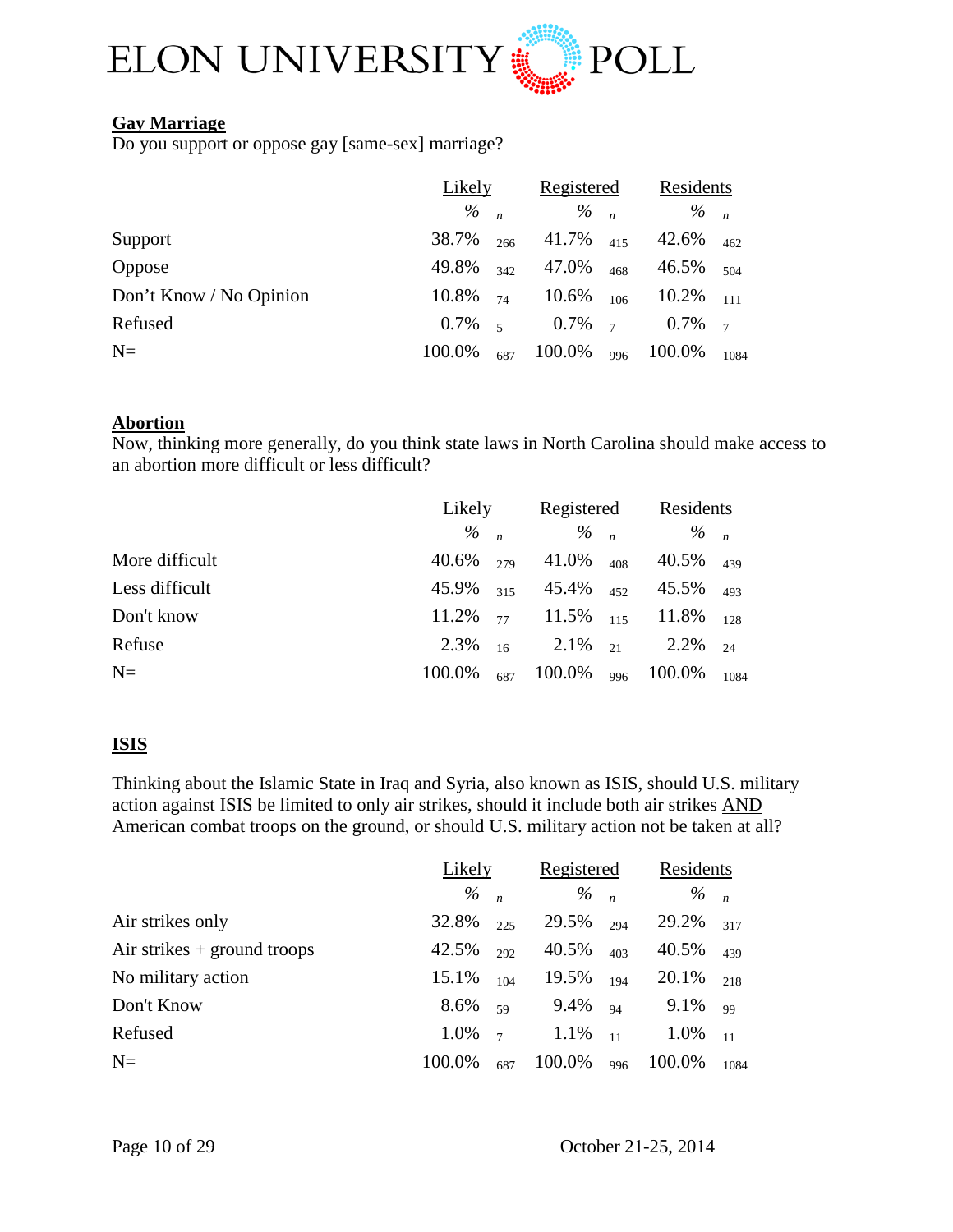**Gay Marriage**

Do you support or oppose gay [same-sex] marriage?

| | Likely | | Registered | | Residents | |
|---|---|---|---|---|---|---|
| | % | n | % | n | % | n |
| Support | 38.7% | 266 | 41.7% | 415 | 42.6% | 462 |
| Oppose | 49.8% | 342 | 47.0% | 468 | 46.5% | 504 |
| Don't Know / No Opinion | 10.8% | 74 | 10.6% | 106 | 10.2% | 111 |
| Refused | 0.7% | 5 | 0.7% | 7 | 0.7% | 7 |
| N= | 100.0% | 687 | 100.0% | 996 | 100.0% | 1084 |

**Abortion**

Now, thinking more generally, do you think state laws in North Carolina should make access to an abortion more difficult or less difficult?

| | Likely | | Registered | | Residents | |
|---|---|---|---|---|---|---|
| | % | n | % | n | % | n |
| More difficult | 40.6% | 279 | 41.0% | 408 | 40.5% | 439 |
| Less difficult | 45.9% | 315 | 45.4% | 452 | 45.5% | 493 |
| Don't know | 11.2% | 77 | 11.5% | 115 | 11.8% | 128 |
| Refuse | 2.3% | 16 | 2.1% | 21 | 2.2% | 24 |
| N= | 100.0% | 687 | 100.0% | 996 | 100.0% | 1084 |

**ISIS**

Thinking about the Islamic State in Iraq and Syria, also known as ISIS, should U.S. military action against ISIS be limited to only air strikes, should it include both air strikes AND American combat troops on the ground, or should U.S. military action not be taken at all?

| | Likely | | Registered | | Residents | |
|---|---|---|---|---|---|---|
| | % | n | % | n | % | n |
| Air strikes only | 32.8% | 225 | 29.5% | 294 | 29.2% | 317 |
| Air strikes + ground troops | 42.5% | 292 | 40.5% | 403 | 40.5% | 439 |
| No military action | 15.1% | 104 | 19.5% | 194 | 20.1% | 218 |
| Don't Know | 8.6% | 59 | 9.4% | 94 | 9.1% | 99 |
| Refused | 1.0% | 7 | 1.1% | 11 | 1.0% | 11 |
| N= | 100.0% | 687 | 100.0% | 996 | 100.0% | 1084 |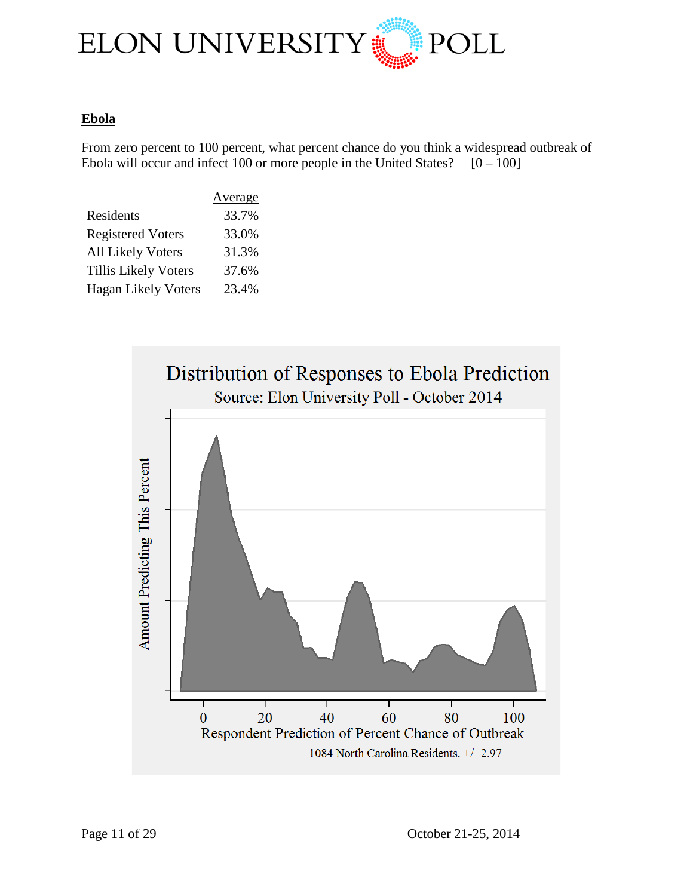**Ebola**

From zero percent to 100 percent, what percent chance do you think a widespread outbreak of Ebola will occur and infect 100 or more people in the United States? [0 – 100]

| | Average |
|---|---|
| Residents | 33.7% |
| Registered Voters | 33.0% |
| All Likely Voters | 31.3% |
| Tillis Likely Voters | 37.6% |
| Hagan Likely Voters | 23.4% |

Distribution of Responses to Ebola Prediction

Source: Elon University Poll - October 2014

1084 North Carolina Residents. +/- 2.97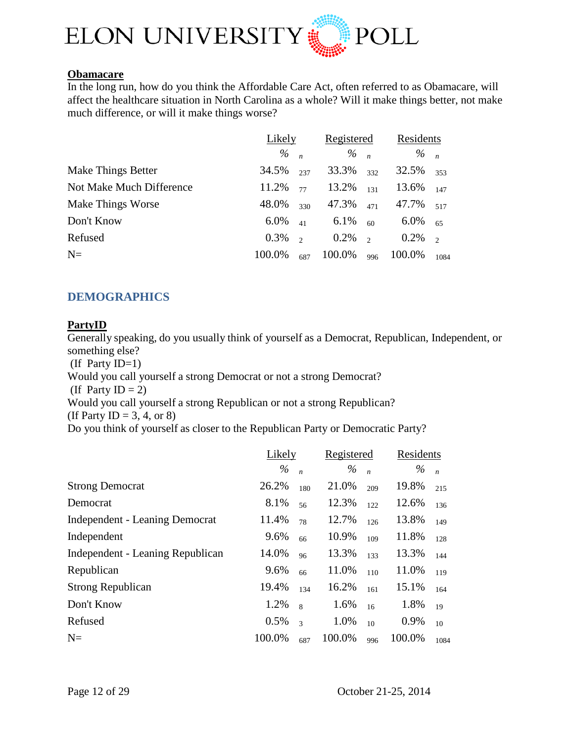### Obamacare

In the long run, how do you think the Affordable Care Act, often referred to as Obamacare, will affect the healthcare situation in North Carolina as a whole? Will it make things better, not make much difference, or will it make things worse?

| | Likely | | Registered | | Residents | |
|---|---|---|---|---|---|---|
| | % | n | % | n | % | n |
| Make Things Better | 34.5% | 237 | 33.3% | 332 | 32.5% | 353 |
| Not Make Much Difference | 11.2% | 77 | 13.2% | 131 | 13.6% | 147 |
| Make Things Worse | 48.0% | 330 | 47.3% | 471 | 47.7% | 517 |
| Don't Know | 6.0% | 41 | 6.1% | 60 | 6.0% | 65 |
| Refused | 0.3% | 2 | 0.2% | 2 | 0.2% | 2 |
| N= | 100.0% | 687 | 100.0% | 996 | 100.0% | 1084 |

## DEMOGRAPHICS

### PartyID

Generally speaking, do you usually think of yourself as a Democrat, Republican, Independent, or something else?
(If Party ID=1)
Would you call yourself a strong Democrat or not a strong Democrat?
(If Party ID = 2)
Would you call yourself a strong Republican or not a strong Republican?
(If Party ID = 3, 4, or 8)
Do you think of yourself as closer to the Republican Party or Democratic Party?

| | Likely | | Registered | | Residents | |
|---|---|---|---|---|---|---|
| | % | n | % | n | % | n |
| Strong Democrat | 26.2% | 180 | 21.0% | 209 | 19.8% | 215 |
| Democrat | 8.1% | 56 | 12.3% | 122 | 12.6% | 136 |
| Independent - Leaning Democrat | 11.4% | 78 | 12.7% | 126 | 13.8% | 149 |
| Independent | 9.6% | 66 | 10.9% | 109 | 11.8% | 128 |
| Independent - Leaning Republican | 14.0% | 96 | 13.3% | 133 | 13.3% | 144 |
| Republican | 9.6% | 66 | 11.0% | 110 | 11.0% | 119 |
| Strong Republican | 19.4% | 134 | 16.2% | 161 | 15.1% | 164 |
| Don't Know | 1.2% | 8 | 1.6% | 16 | 1.8% | 19 |
| Refused | 0.5% | 3 | 1.0% | 10 | 0.9% | 10 |
| N= | 100.0% | 687 | 100.0% | 996 | 100.0% | 1084 |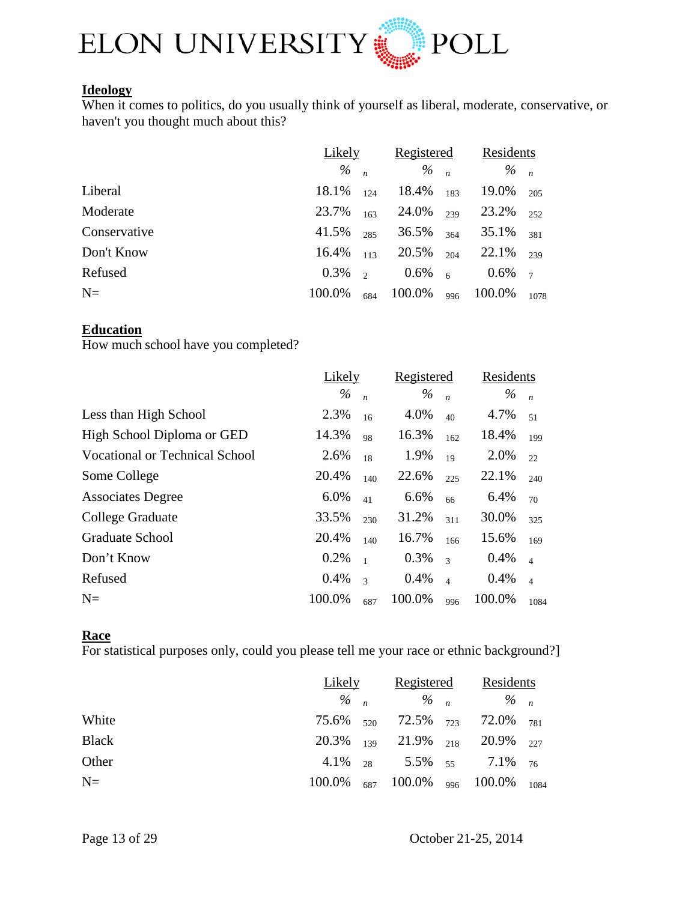## Ideology

When it comes to politics, do you usually think of yourself as liberal, moderate, conservative, or haven't you thought much about this?

| | Likely | | Registered | | Residents | |
|---|---|---|---|---|---|---|
| | % | n | % | n | % | n |
| Liberal | 18.1% | 124 | 18.4% | 183 | 19.0% | 205 |
| Moderate | 23.7% | 163 | 24.0% | 239 | 23.2% | 252 |
| Conservative | 41.5% | 285 | 36.5% | 364 | 35.1% | 381 |
| Don't Know | 16.4% | 113 | 20.5% | 204 | 22.1% | 239 |
| Refused | 0.3% | 2 | 0.6% | 6 | 0.6% | 7 |
| N= | 100.0% | 684 | 100.0% | 996 | 100.0% | 1078 |

## Education

How much school have you completed?

| | Likely | | Registered | | Residents | |
|---|---|---|---|---|---|---|
| | % | n | % | n | % | n |
| Less than High School | 2.3% | 16 | 4.0% | 40 | 4.7% | 51 |
| High School Diploma or GED | 14.3% | 98 | 16.3% | 162 | 18.4% | 199 |
| Vocational or Technical School | 2.6% | 18 | 1.9% | 19 | 2.0% | 22 |
| Some College | 20.4% | 140 | 22.6% | 225 | 22.1% | 240 |
| Associates Degree | 6.0% | 41 | 6.6% | 66 | 6.4% | 70 |
| College Graduate | 33.5% | 230 | 31.2% | 311 | 30.0% | 325 |
| Graduate School | 20.4% | 140 | 16.7% | 166 | 15.6% | 169 |
| Don't Know | 0.2% | 1 | 0.3% | 3 | 0.4% | 4 |
| Refused | 0.4% | 3 | 0.4% | 4 | 0.4% | 4 |
| N= | 100.0% | 687 | 100.0% | 996 | 100.0% | 1084 |

## Race

For statistical purposes only, could you please tell me your race or ethnic background?]

| | Likely | | Registered | | Residents | |
|---|---|---|---|---|---|---|
| | % | n | % | n | % | n |
| White | 75.6% | 520 | 72.5% | 723 | 72.0% | 781 |
| Black | 20.3% | 139 | 21.9% | 218 | 20.9% | 227 |
| Other | 4.1% | 28 | 5.5% | 55 | 7.1% | 76 |
| N= | 100.0% | 687 | 100.0% | 996 | 100.0% | 1084 |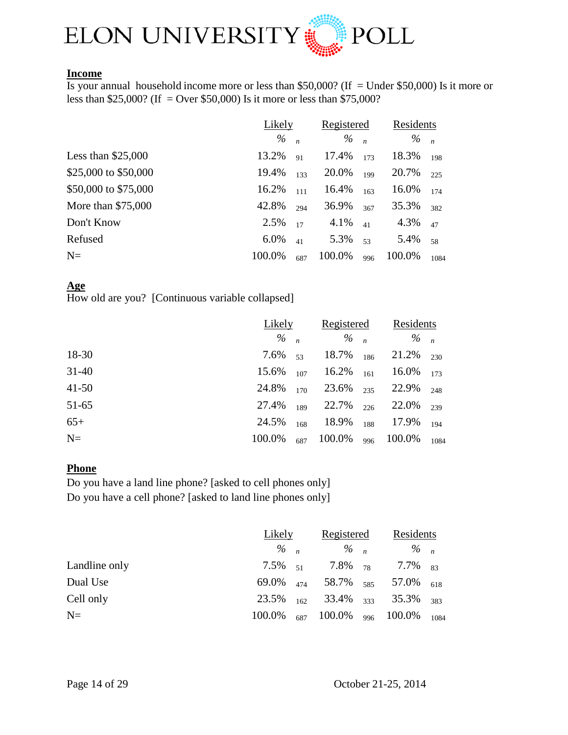**Income**
Is your annual household income more or less than $50,000? (If = Under $50,000) Is it more or less than $25,000? (If = Over $50,000) Is it more or less than $75,000?

| | Likely | | Registered | | Residents | |
|---|---|---|---|---|---|---|
| | % | n | % | n | % | n |
| Less than $25,000 | 13.2% | 91 | 17.4% | 173 | 18.3% | 198 |
| $25,000 to $50,000 | 19.4% | 133 | 20.0% | 199 | 20.7% | 225 |
| $50,000 to $75,000 | 16.2% | 111 | 16.4% | 163 | 16.0% | 174 |
| More than $75,000 | 42.8% | 294 | 36.9% | 367 | 35.3% | 382 |
| Don't Know | 2.5% | 17 | 4.1% | 41 | 4.3% | 47 |
| Refused | 6.0% | 41 | 5.3% | 53 | 5.4% | 58 |
| N= | 100.0% | 687 | 100.0% | 996 | 100.0% | 1084 |

**Age**
How old are you? [Continuous variable collapsed]

| | Likely | | Registered | | Residents | |
|---|---|---|---|---|---|---|
| | % | n | % | n | % | n |
| 18-30 | 7.6% | 53 | 18.7% | 186 | 21.2% | 230 |
| 31-40 | 15.6% | 107 | 16.2% | 161 | 16.0% | 173 |
| 41-50 | 24.8% | 170 | 23.6% | 235 | 22.9% | 248 |
| 51-65 | 27.4% | 189 | 22.7% | 226 | 22.0% | 239 |
| 65+ | 24.5% | 168 | 18.9% | 188 | 17.9% | 194 |
| N= | 100.0% | 687 | 100.0% | 996 | 100.0% | 1084 |

**Phone**
Do you have a land line phone? [asked to cell phones only]
Do you have a cell phone? [asked to land line phones only]

| | Likely | | Registered | | Residents | |
|---|---|---|---|---|---|---|
| | % | n | % | n | % | n |
| Landline only | 7.5% | 51 | 7.8% | 78 | 7.7% | 83 |
| Dual Use | 69.0% | 474 | 58.7% | 585 | 57.0% | 618 |
| Cell only | 23.5% | 162 | 33.4% | 333 | 35.3% | 383 |
| N= | 100.0% | 687 | 100.0% | 996 | 100.0% | 1084 |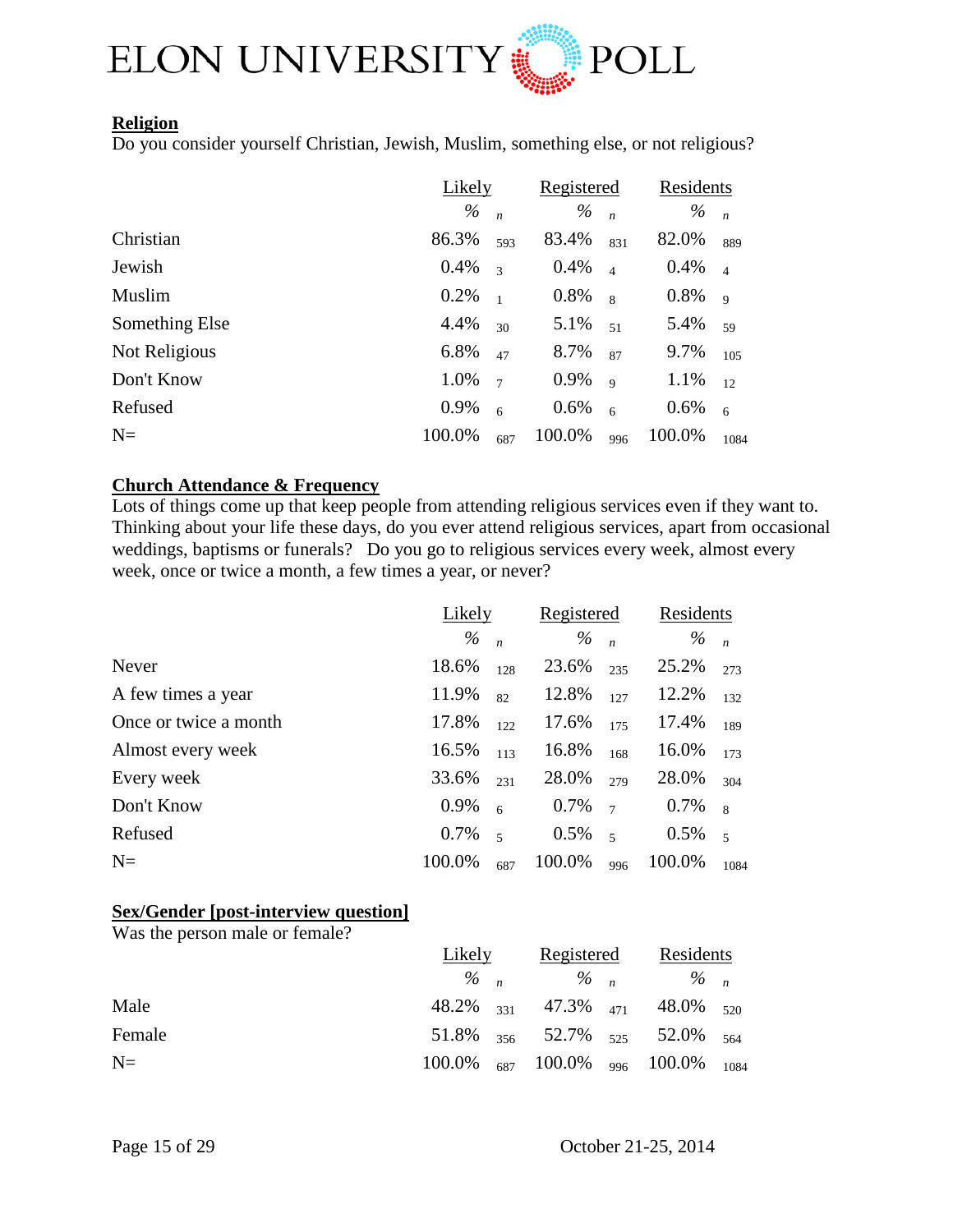**Religion**

Do you consider yourself Christian, Jewish, Muslim, something else, or not religious?

| | Likely | | Registered | | Residents | |
|---|---|---|---|---|---|---|
| | % | n | % | n | % | n |
| Christian | 86.3% | 593 | 83.4% | 831 | 82.0% | 889 |
| Jewish | 0.4% | 3 | 0.4% | 4 | 0.4% | 4 |
| Muslim | 0.2% | 1 | 0.8% | 8 | 0.8% | 9 |
| Something Else | 4.4% | 30 | 5.1% | 51 | 5.4% | 59 |
| Not Religious | 6.8% | 47 | 8.7% | 87 | 9.7% | 105 |
| Don't Know | 1.0% | 7 | 0.9% | 9 | 1.1% | 12 |
| Refused | 0.9% | 6 | 0.6% | 6 | 0.6% | 6 |
| N= | 100.0% | 687 | 100.0% | 996 | 100.0% | 1084 |

**Church Attendance & Frequency**

Lots of things come up that keep people from attending religious services even if they want to. Thinking about your life these days, do you ever attend religious services, apart from occasional weddings, baptisms or funerals? Do you go to religious services every week, almost every week, once or twice a month, a few times a year, or never?

| | Likely | | Registered | | Residents | |
|---|---|---|---|---|---|---|
| | % | n | % | n | % | n |
| Never | 18.6% | 128 | 23.6% | 235 | 25.2% | 273 |
| A few times a year | 11.9% | 82 | 12.8% | 127 | 12.2% | 132 |
| Once or twice a month | 17.8% | 122 | 17.6% | 175 | 17.4% | 189 |
| Almost every week | 16.5% | 113 | 16.8% | 168 | 16.0% | 173 |
| Every week | 33.6% | 231 | 28.0% | 279 | 28.0% | 304 |
| Don't Know | 0.9% | 6 | 0.7% | 7 | 0.7% | 8 |
| Refused | 0.7% | 5 | 0.5% | 5 | 0.5% | 5 |
| N= | 100.0% | 687 | 100.0% | 996 | 100.0% | 1084 |

**Sex/Gender [post-interview question]**

Was the person male or female?

| | Likely | | Registered | | Residents | |
|---|---|---|---|---|---|---|
| | % | n | % | n | % | n |
| Male | 48.2% | 331 | 47.3% | 471 | 48.0% | 520 |
| Female | 51.8% | 356 | 52.7% | 525 | 52.0% | 564 |
| N= | 100.0% | 687 | 100.0% | 996 | 100.0% | 1084 |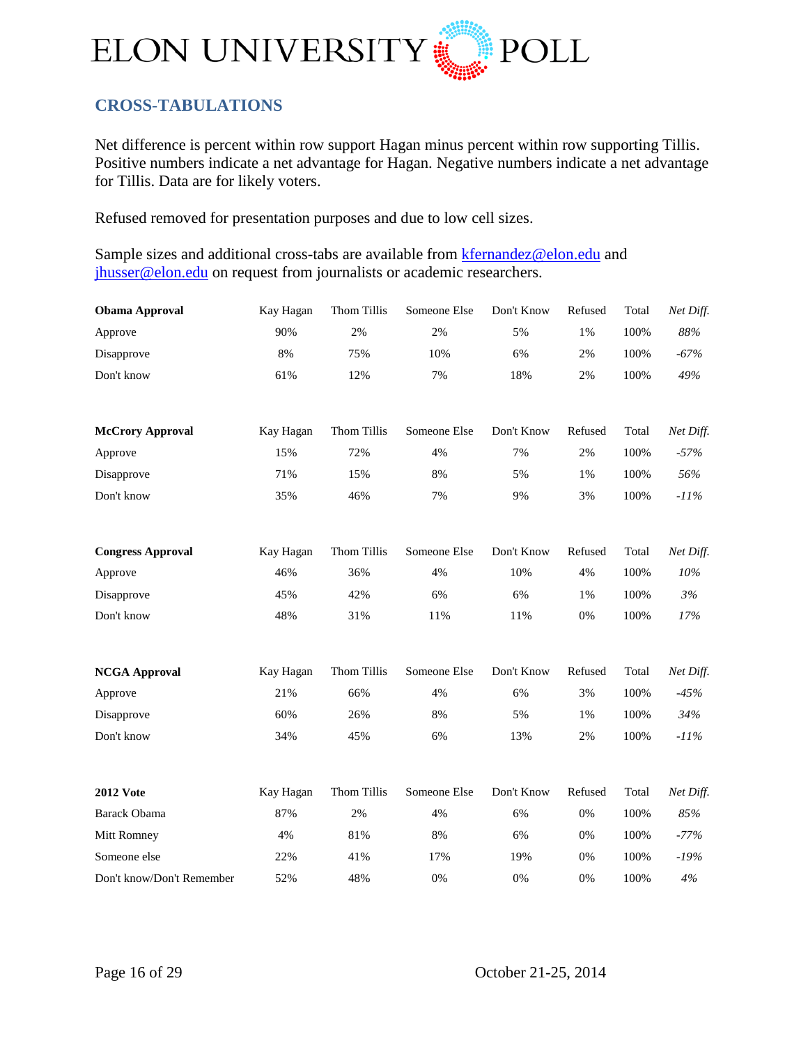## CROSS-TABULATIONS

Net difference is percent within row support Hagan minus percent within row supporting Tillis. Positive numbers indicate a net advantage for Hagan. Negative numbers indicate a net advantage for Tillis. Data are for likely voters.

Refused removed for presentation purposes and due to low cell sizes.

Sample sizes and additional cross-tabs are available from kfernandez@elon.edu and jhusser@elon.edu on request from journalists or academic researchers.

| **Obama Approval** | Kay Hagan | Thom Tillis | Someone Else | Don't Know | Refused | Total | *Net Diff.* |
|---|---|---|---|---|---|---|---|
| Approve | 90% | 2% | 2% | 5% | 1% | 100% | *88%* |
| Disapprove | 8% | 75% | 10% | 6% | 2% | 100% | *-67%* |
| Don't know | 61% | 12% | 7% | 18% | 2% | 100% | *49%* |

| **McCrory Approval** | Kay Hagan | Thom Tillis | Someone Else | Don't Know | Refused | Total | *Net Diff.* |
|---|---|---|---|---|---|---|---|
| Approve | 15% | 72% | 4% | 7% | 2% | 100% | *-57%* |
| Disapprove | 71% | 15% | 8% | 5% | 1% | 100% | *56%* |
| Don't know | 35% | 46% | 7% | 9% | 3% | 100% | *-11%* |

| **Congress Approval** | Kay Hagan | Thom Tillis | Someone Else | Don't Know | Refused | Total | *Net Diff.* |
|---|---|---|---|---|---|---|---|
| Approve | 46% | 36% | 4% | 10% | 4% | 100% | *10%* |
| Disapprove | 45% | 42% | 6% | 6% | 1% | 100% | *3%* |
| Don't know | 48% | 31% | 11% | 11% | 0% | 100% | *17%* |

| **NCGA Approval** | Kay Hagan | Thom Tillis | Someone Else | Don't Know | Refused | Total | *Net Diff.* |
|---|---|---|---|---|---|---|---|
| Approve | 21% | 66% | 4% | 6% | 3% | 100% | *-45%* |
| Disapprove | 60% | 26% | 8% | 5% | 1% | 100% | *34%* |
| Don't know | 34% | 45% | 6% | 13% | 2% | 100% | *-11%* |

| **2012 Vote** | Kay Hagan | Thom Tillis | Someone Else | Don't Know | Refused | Total | *Net Diff.* |
|---|---|---|---|---|---|---|---|
| Barack Obama | 87% | 2% | 4% | 6% | 0% | 100% | *85%* |
| Mitt Romney | 4% | 81% | 8% | 6% | 0% | 100% | *-77%* |
| Someone else | 22% | 41% | 17% | 19% | 0% | 100% | *-19%* |
| Don't know/Don't Remember | 52% | 48% | 0% | 0% | 0% | 100% | *4%* |

October 21-25, 2014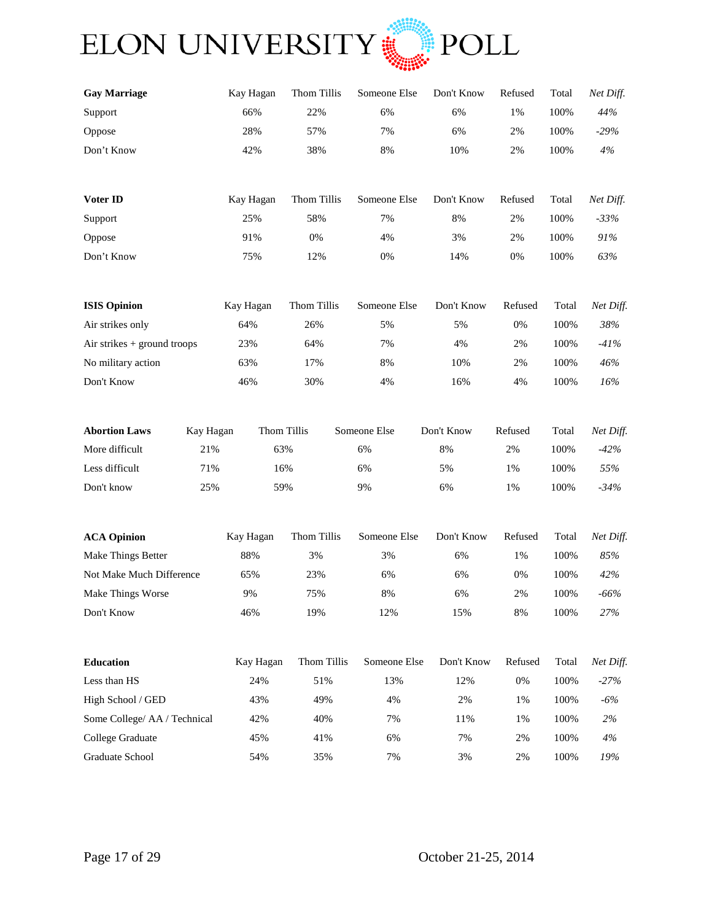| **Gay Marriage** | Kay Hagan | Thom Tillis | Someone Else | Don't Know | Refused | Total | *Net Diff.* |
|---|---|---|---|---|---|---|---|
| Support | 66% | 22% | 6% | 6% | 1% | 100% | *44%* |
| Oppose | 28% | 57% | 7% | 6% | 2% | 100% | *-29%* |
| Don't Know | 42% | 38% | 8% | 10% | 2% | 100% | *4%* |

| **Voter ID** | Kay Hagan | Thom Tillis | Someone Else | Don't Know | Refused | Total | *Net Diff.* |
|---|---|---|---|---|---|---|---|
| Support | 25% | 58% | 7% | 8% | 2% | 100% | *-33%* |
| Oppose | 91% | 0% | 4% | 3% | 2% | 100% | *91%* |
| Don't Know | 75% | 12% | 0% | 14% | 0% | 100% | *63%* |

| **ISIS Opinion** | Kay Hagan | Thom Tillis | Someone Else | Don't Know | Refused | Total | *Net Diff.* |
|---|---|---|---|---|---|---|---|
| Air strikes only | 64% | 26% | 5% | 5% | 0% | 100% | *38%* |
| Air strikes + ground troops | 23% | 64% | 7% | 4% | 2% | 100% | *-41%* |
| No military action | 63% | 17% | 8% | 10% | 2% | 100% | *46%* |
| Don't Know | 46% | 30% | 4% | 16% | 4% | 100% | *16%* |

| **Abortion Laws** | Kay Hagan | Thom Tillis | Someone Else | Don't Know | Refused | Total | *Net Diff.* |
|---|---|---|---|---|---|---|---|
| More difficult | 21% | 63% | 6% | 8% | 2% | 100% | *-42%* |
| Less difficult | 71% | 16% | 6% | 5% | 1% | 100% | *55%* |
| Don't know | 25% | 59% | 9% | 6% | 1% | 100% | *-34%* |

| **ACA Opinion** | Kay Hagan | Thom Tillis | Someone Else | Don't Know | Refused | Total | *Net Diff.* |
|---|---|---|---|---|---|---|---|
| Make Things Better | 88% | 3% | 3% | 6% | 1% | 100% | *85%* |
| Not Make Much Difference | 65% | 23% | 6% | 6% | 0% | 100% | *42%* |
| Make Things Worse | 9% | 75% | 8% | 6% | 2% | 100% | *-66%* |
| Don't Know | 46% | 19% | 12% | 15% | 8% | 100% | *27%* |

| **Education** | Kay Hagan | Thom Tillis | Someone Else | Don't Know | Refused | Total | *Net Diff.* |
|---|---|---|---|---|---|---|---|
| Less than HS | 24% | 51% | 13% | 12% | 0% | 100% | *-27%* |
| High School / GED | 43% | 49% | 4% | 2% | 1% | 100% | *-6%* |
| Some College/ AA / Technical | 42% | 40% | 7% | 11% | 1% | 100% | *2%* |
| College Graduate | 45% | 41% | 6% | 7% | 2% | 100% | *4%* |
| Graduate School | 54% | 35% | 7% | 3% | 2% | 100% | *19%* |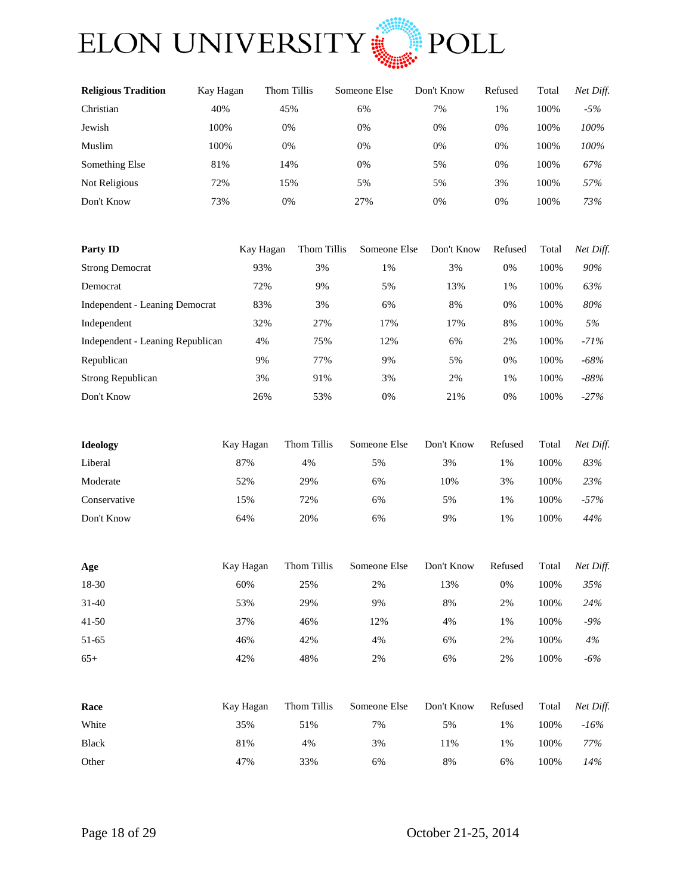| Religious Tradition | Kay Hagan | Thom Tillis | Someone Else | Don't Know | Refused | Total | *Net Diff.* |
|---|---|---|---|---|---|---|---|
| Christian | 40% | 45% | 6% | 7% | 1% | 100% | *-5%* |
| Jewish | 100% | 0% | 0% | 0% | 0% | 100% | *100%* |
| Muslim | 100% | 0% | 0% | 0% | 0% | 100% | *100%* |
| Something Else | 81% | 14% | 0% | 5% | 0% | 100% | *67%* |
| Not Religious | 72% | 15% | 5% | 5% | 3% | 100% | *57%* |
| Don't Know | 73% | 0% | 27% | 0% | 0% | 100% | *73%* |

| Party ID | Kay Hagan | Thom Tillis | Someone Else | Don't Know | Refused | Total | *Net Diff.* |
|---|---|---|---|---|---|---|---|
| Strong Democrat | 93% | 3% | 1% | 3% | 0% | 100% | *90%* |
| Democrat | 72% | 9% | 5% | 13% | 1% | 100% | *63%* |
| Independent - Leaning Democrat | 83% | 3% | 6% | 8% | 0% | 100% | *80%* |
| Independent | 32% | 27% | 17% | 17% | 8% | 100% | *5%* |
| Independent - Leaning Republican | 4% | 75% | 12% | 6% | 2% | 100% | *-71%* |
| Republican | 9% | 77% | 9% | 5% | 0% | 100% | *-68%* |
| Strong Republican | 3% | 91% | 3% | 2% | 1% | 100% | *-88%* |
| Don't Know | 26% | 53% | 0% | 21% | 0% | 100% | *-27%* |

| Ideology | Kay Hagan | Thom Tillis | Someone Else | Don't Know | Refused | Total | *Net Diff.* |
|---|---|---|---|---|---|---|---|
| Liberal | 87% | 4% | 5% | 3% | 1% | 100% | *83%* |
| Moderate | 52% | 29% | 6% | 10% | 3% | 100% | *23%* |
| Conservative | 15% | 72% | 6% | 5% | 1% | 100% | *-57%* |
| Don't Know | 64% | 20% | 6% | 9% | 1% | 100% | *44%* |

| Age | Kay Hagan | Thom Tillis | Someone Else | Don't Know | Refused | Total | *Net Diff.* |
|---|---|---|---|---|---|---|---|
| 18-30 | 60% | 25% | 2% | 13% | 0% | 100% | *35%* |
| 31-40 | 53% | 29% | 9% | 8% | 2% | 100% | *24%* |
| 41-50 | 37% | 46% | 12% | 4% | 1% | 100% | *-9%* |
| 51-65 | 46% | 42% | 4% | 6% | 2% | 100% | *4%* |
| 65+ | 42% | 48% | 2% | 6% | 2% | 100% | *-6%* |

| Race | Kay Hagan | Thom Tillis | Someone Else | Don't Know | Refused | Total | *Net Diff.* |
|---|---|---|---|---|---|---|---|
| White | 35% | 51% | 7% | 5% | 1% | 100% | *-16%* |
| Black | 81% | 4% | 3% | 11% | 1% | 100% | *77%* |
| Other | 47% | 33% | 6% | 8% | 6% | 100% | *14%* |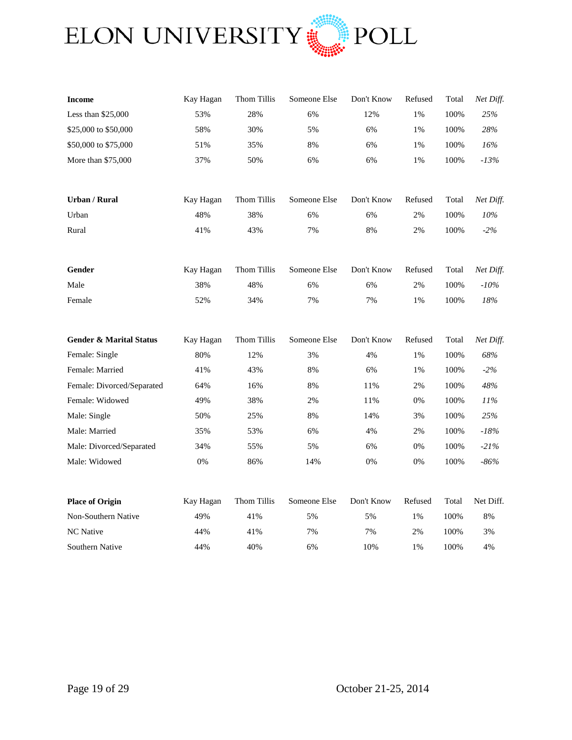| **Income** | Kay Hagan | Thom Tillis | Someone Else | Don't Know | Refused | Total | *Net Diff.* |
|---|---|---|---|---|---|---|---|
| Less than $25,000 | 53% | 28% | 6% | 12% | 1% | 100% | *25%* |
| $25,000 to $50,000 | 58% | 30% | 5% | 6% | 1% | 100% | *28%* |
| $50,000 to $75,000 | 51% | 35% | 8% | 6% | 1% | 100% | *16%* |
| More than $75,000 | 37% | 50% | 6% | 6% | 1% | 100% | *-13%* |

| **Urban / Rural** | Kay Hagan | Thom Tillis | Someone Else | Don't Know | Refused | Total | *Net Diff.* |
|---|---|---|---|---|---|---|---|
| Urban | 48% | 38% | 6% | 6% | 2% | 100% | *10%* |
| Rural | 41% | 43% | 7% | 8% | 2% | 100% | *-2%* |

| **Gender** | Kay Hagan | Thom Tillis | Someone Else | Don't Know | Refused | Total | *Net Diff.* |
|---|---|---|---|---|---|---|---|
| Male | 38% | 48% | 6% | 6% | 2% | 100% | *-10%* |
| Female | 52% | 34% | 7% | 7% | 1% | 100% | *18%* |

| **Gender & Marital Status** | Kay Hagan | Thom Tillis | Someone Else | Don't Know | Refused | Total | *Net Diff.* |
|---|---|---|---|---|---|---|---|
| Female: Single | 80% | 12% | 3% | 4% | 1% | 100% | *68%* |
| Female: Married | 41% | 43% | 8% | 6% | 1% | 100% | *-2%* |
| Female: Divorced/Separated | 64% | 16% | 8% | 11% | 2% | 100% | *48%* |
| Female: Widowed | 49% | 38% | 2% | 11% | 0% | 100% | *11%* |
| Male: Single | 50% | 25% | 8% | 14% | 3% | 100% | *25%* |
| Male: Married | 35% | 53% | 6% | 4% | 2% | 100% | *-18%* |
| Male: Divorced/Separated | 34% | 55% | 5% | 6% | 0% | 100% | *-21%* |
| Male: Widowed | 0% | 86% | 14% | 0% | 0% | 100% | *-86%* |

| **Place of Origin** | Kay Hagan | Thom Tillis | Someone Else | Don't Know | Refused | Total | Net Diff. |
|---|---|---|---|---|---|---|---|
| Non-Southern Native | 49% | 41% | 5% | 5% | 1% | 100% | 8% |
| NC Native | 44% | 41% | 7% | 7% | 2% | 100% | 3% |
| Southern Native | 44% | 40% | 6% | 10% | 1% | 100% | 4% |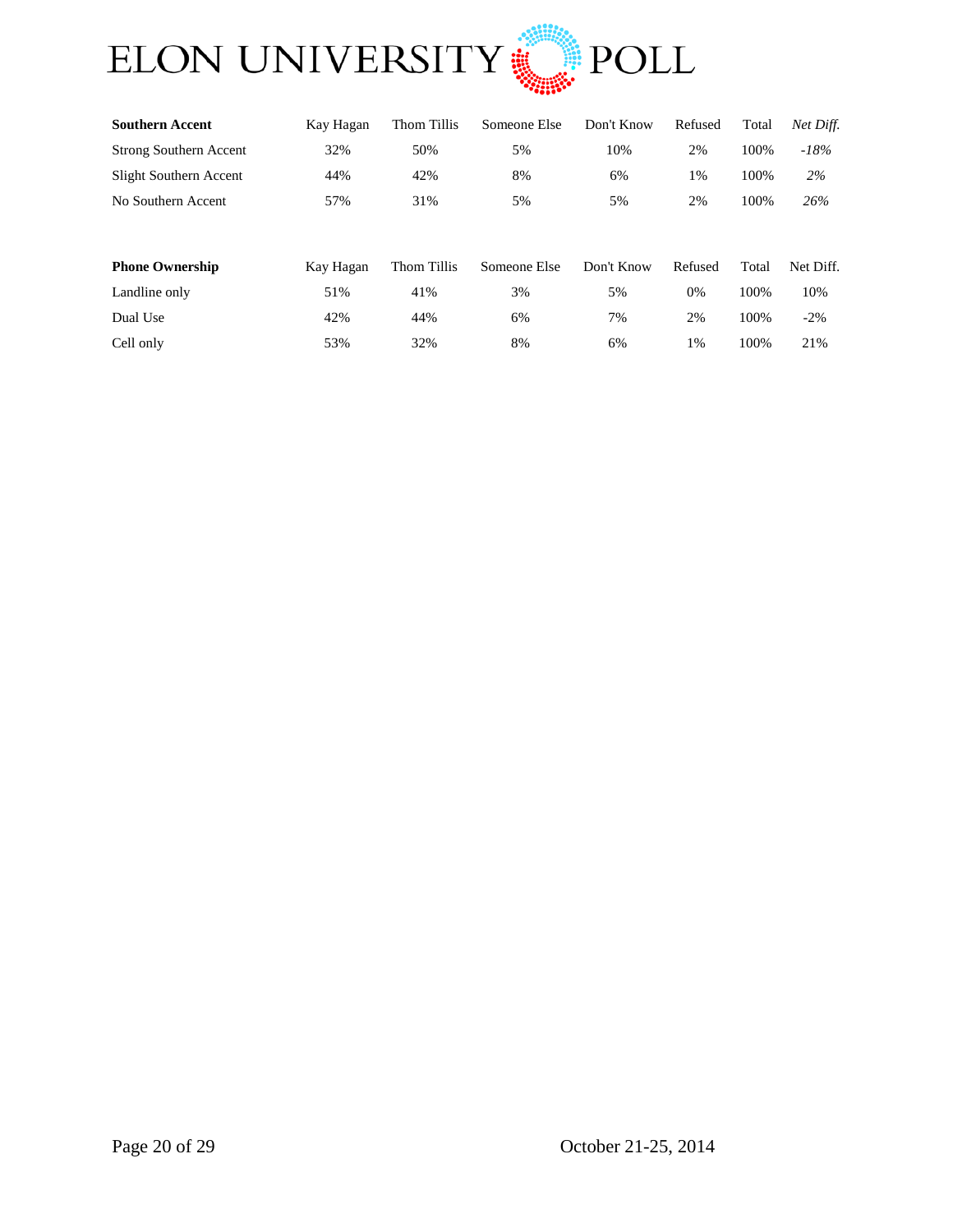| **Southern Accent** | Kay Hagan | Thom Tillis | Someone Else | Don't Know | Refused | Total | *Net Diff.* |
|---|---|---|---|---|---|---|---|
| Strong Southern Accent | 32% | 50% | 5% | 10% | 2% | 100% | *-18%* |
| Slight Southern Accent | 44% | 42% | 8% | 6% | 1% | 100% | *2%* |
| No Southern Accent | 57% | 31% | 5% | 5% | 2% | 100% | *26%* |

| **Phone Ownership** | Kay Hagan | Thom Tillis | Someone Else | Don't Know | Refused | Total | Net Diff. |
|---|---|---|---|---|---|---|---|
| Landline only | 51% | 41% | 3% | 5% | 0% | 100% | 10% |
| Dual Use | 42% | 44% | 6% | 7% | 2% | 100% | -2% |
| Cell only | 53% | 32% | 8% | 6% | 1% | 100% | 21% |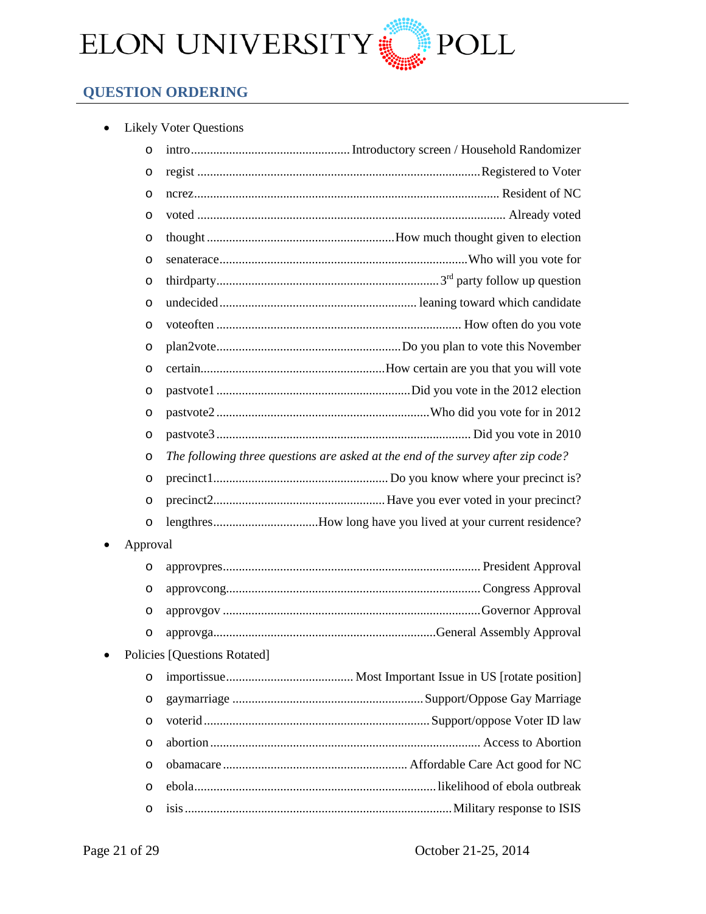ELON UNIVERSITY POLL

## QUESTION ORDERING

- Likely Voter Questions
  - intro....................................................Introductory screen / Household Randomizer
  - regist ....................................................Registered to Voter
  - ncrez.................................................... Resident of NC
  - voted .................................................... Already voted
  - thought ....................................................How much thought given to election
  - senaterace....................................................Who will you vote for
  - thirdparty....................................................3rd party follow up question
  - undecided .................................................... leaning toward which candidate
  - voteoften .................................................... How often do you vote
  - plan2vote....................................................Do you plan to vote this November
  - certain....................................................How certain are you that you will vote
  - pastvote1 ....................................................Did you vote in the 2012 election
  - pastvote2 ....................................................Who did you vote for in 2012
  - pastvote3 .................................................... Did you vote in 2010
  - *The following three questions are asked at the end of the survey after zip code?*
  - precinct1.................................................... Do you know where your precinct is?
  - precinct2....................................................Have you ever voted in your precinct?
  - lengthres....................................................How long have you lived at your current residence?
- Approval
  - approvpres.................................................... President Approval
  - approvcong.................................................... Congress Approval
  - approvgov ....................................................Governor Approval
  - approvga....................................................General Assembly Approval
- Policies [Questions Rotated]
  - importissue.................................................... Most Important Issue in US [rotate position]
  - gaymarriage ....................................................Support/Oppose Gay Marriage
  - voterid ....................................................Support/oppose Voter ID law
  - abortion .................................................... Access to Abortion
  - obamacare ....................................................Affordable Care Act good for NC
  - ebola....................................................likelihood of ebola outbreak
  - isis ....................................................Military response to ISIS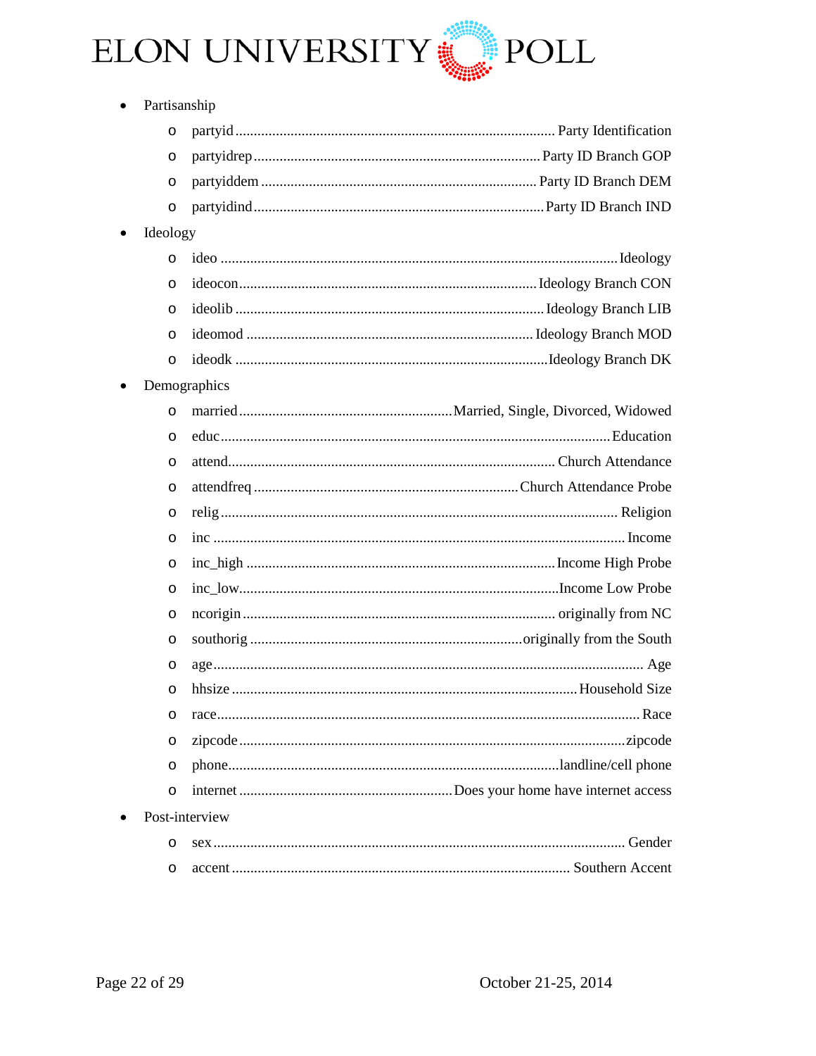- Partisanship
  - partyid .......................................................................... Party Identification
  - partyidrep ..................................................................... Party ID Branch GOP
  - partyiddem ................................................................... Party ID Branch DEM
  - partyidind ...................................................................... Party ID Branch IND
- Ideology
  - ideo ................................................................................................ Ideology
  - ideocon ....................................................................... Ideology Branch CON
  - ideolib ............................................................................ Ideology Branch LIB
  - ideomod ........................................................................ Ideology Branch MOD
  - ideodk ............................................................................. Ideology Branch DK
- Demographics
  - married ................................................... Married, Single, Divorced, Widowed
  - educ ............................................................................................. Education
  - attend ............................................................................... Church Attendance
  - attendfreq ............................................................... Church Attendance Probe
  - relig .................................................................................................. Religion
  - inc ...................................................................................................... Income
  - inc_high ......................................................................... Income High Probe
  - inc_low ........................................................................... Income Low Probe
  - ncorigin .......................................................................... originally from NC
  - southorig ................................................................ originally from the South
  - age ......................................................................................................... Age
  - hhsize ......................................................................................... Household Size
  - race ......................................................................................................... Race
  - zipcode ................................................................................................ zipcode
  - phone ......................................................................................landline/cell phone
  - internet .................................................... Does your home have internet access
- Post-interview
  - sex ...................................................................................................... Gender
  - accent ........................................................................................ Southern Accent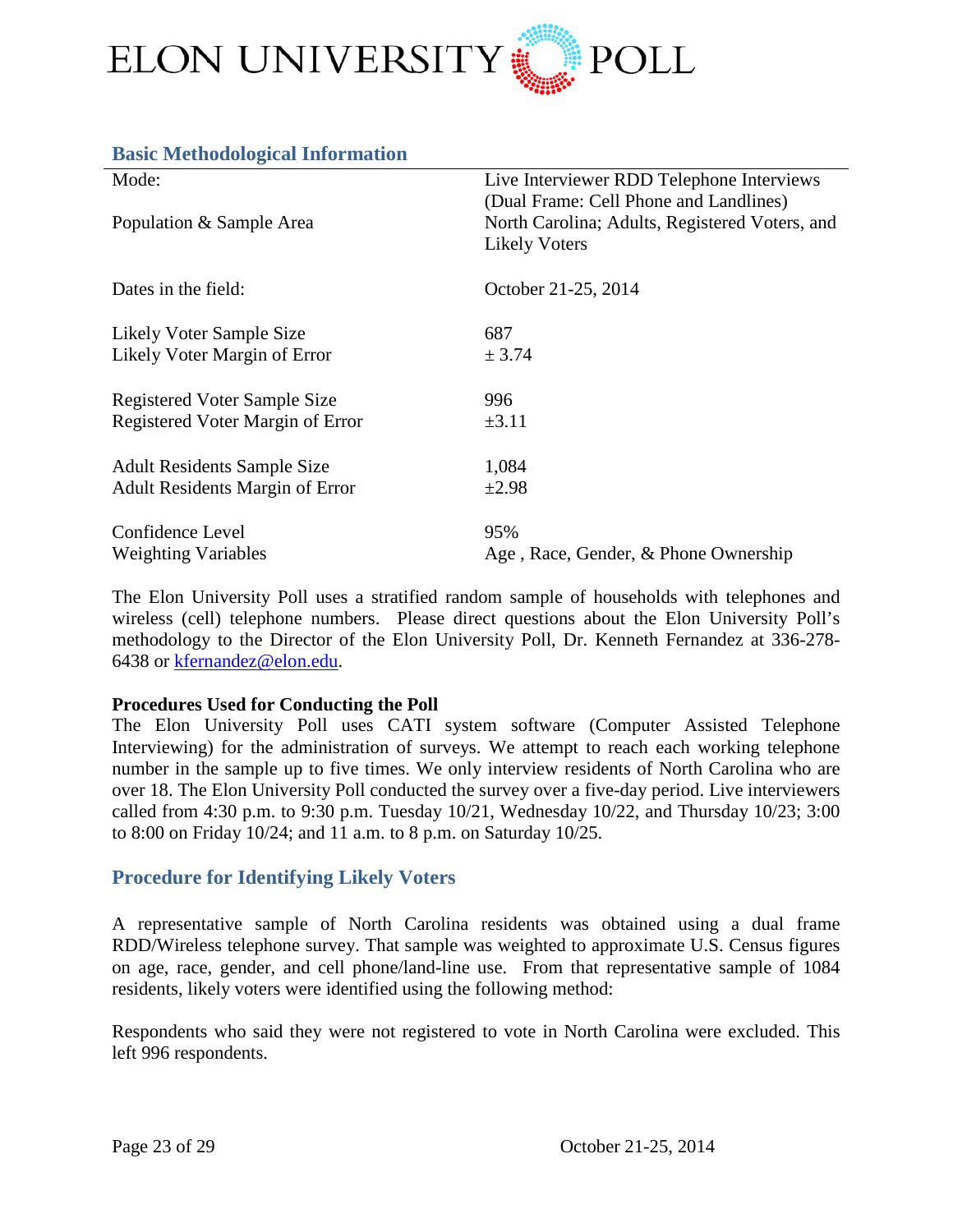## Basic Methodological Information

| | |
|---|---|
| Mode: | Live Interviewer RDD Telephone Interviews (Dual Frame: Cell Phone and Landlines) |
| Population & Sample Area | North Carolina; Adults, Registered Voters, and Likely Voters |
| Dates in the field: | October 21-25, 2014 |
| Likely Voter Sample Size | 687 |
| Likely Voter Margin of Error | ± 3.74 |
| Registered Voter Sample Size | 996 |
| Registered Voter Margin of Error | ±3.11 |
| Adult Residents Sample Size | 1,084 |
| Adult Residents Margin of Error | ±2.98 |
| Confidence Level | 95% |
| Weighting Variables | Age , Race, Gender, & Phone Ownership |

The Elon University Poll uses a stratified random sample of households with telephones and wireless (cell) telephone numbers. Please direct questions about the Elon University Poll's methodology to the Director of the Elon University Poll, Dr. Kenneth Fernandez at 336-278-6438 or kfernandez@elon.edu.

**Procedures Used for Conducting the Poll**

The Elon University Poll uses CATI system software (Computer Assisted Telephone Interviewing) for the administration of surveys. We attempt to reach each working telephone number in the sample up to five times. We only interview residents of North Carolina who are over 18. The Elon University Poll conducted the survey over a five-day period. Live interviewers called from 4:30 p.m. to 9:30 p.m. Tuesday 10/21, Wednesday 10/22, and Thursday 10/23; 3:00 to 8:00 on Friday 10/24; and 11 a.m. to 8 p.m. on Saturday 10/25.

## Procedure for Identifying Likely Voters

A representative sample of North Carolina residents was obtained using a dual frame RDD/Wireless telephone survey. That sample was weighted to approximate U.S. Census figures on age, race, gender, and cell phone/land-line use. From that representative sample of 1084 residents, likely voters were identified using the following method:

Respondents who said they were not registered to vote in North Carolina were excluded. This left 996 respondents.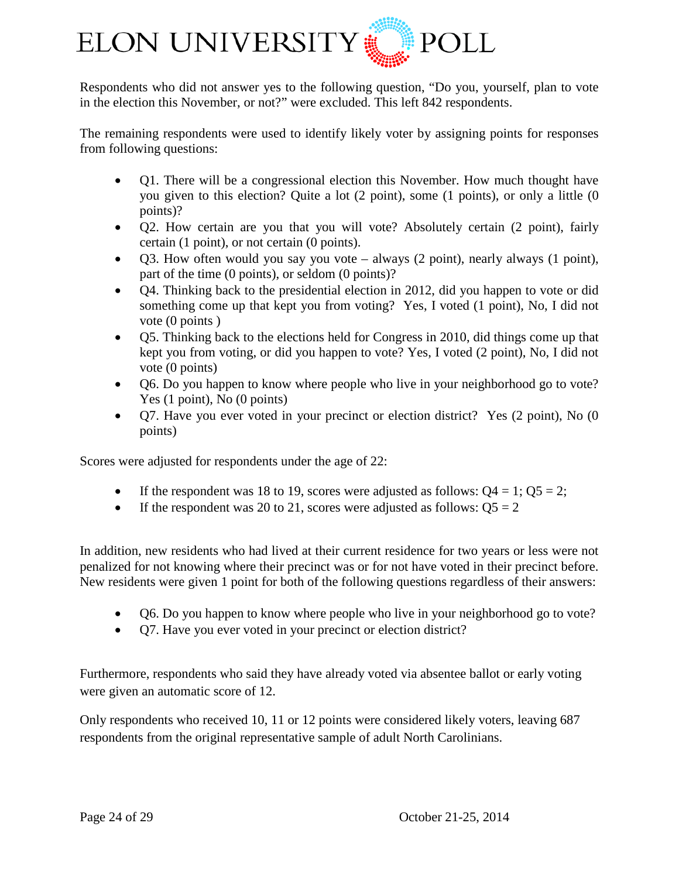Respondents who did not answer yes to the following question, “Do you, yourself, plan to vote in the election this November, or not?” were excluded. This left 842 respondents.

The remaining respondents were used to identify likely voter by assigning points for responses from following questions:

- Q1. There will be a congressional election this November. How much thought have you given to this election? Quite a lot (2 point), some (1 points), or only a little (0 points)?
- Q2. How certain are you that you will vote? Absolutely certain (2 point), fairly certain (1 point), or not certain (0 points).
- Q3. How often would you say you vote – always (2 point), nearly always (1 point), part of the time (0 points), or seldom (0 points)?
- Q4. Thinking back to the presidential election in 2012, did you happen to vote or did something come up that kept you from voting? Yes, I voted (1 point), No, I did not vote (0 points )
- Q5. Thinking back to the elections held for Congress in 2010, did things come up that kept you from voting, or did you happen to vote? Yes, I voted (2 point), No, I did not vote (0 points)
- Q6. Do you happen to know where people who live in your neighborhood go to vote? Yes (1 point), No (0 points)
- Q7. Have you ever voted in your precinct or election district? Yes (2 point), No (0 points)

Scores were adjusted for respondents under the age of 22:

- If the respondent was 18 to 19, scores were adjusted as follows: Q4 = 1; Q5 = 2;
- If the respondent was 20 to 21, scores were adjusted as follows: Q5 = 2

In addition, new residents who had lived at their current residence for two years or less were not penalized for not knowing where their precinct was or for not have voted in their precinct before. New residents were given 1 point for both of the following questions regardless of their answers:

- Q6. Do you happen to know where people who live in your neighborhood go to vote?
- Q7. Have you ever voted in your precinct or election district?

Furthermore, respondents who said they have already voted via absentee ballot or early voting were given an automatic score of 12.

Only respondents who received 10, 11 or 12 points were considered likely voters, leaving 687 respondents from the original representative sample of adult North Carolinians.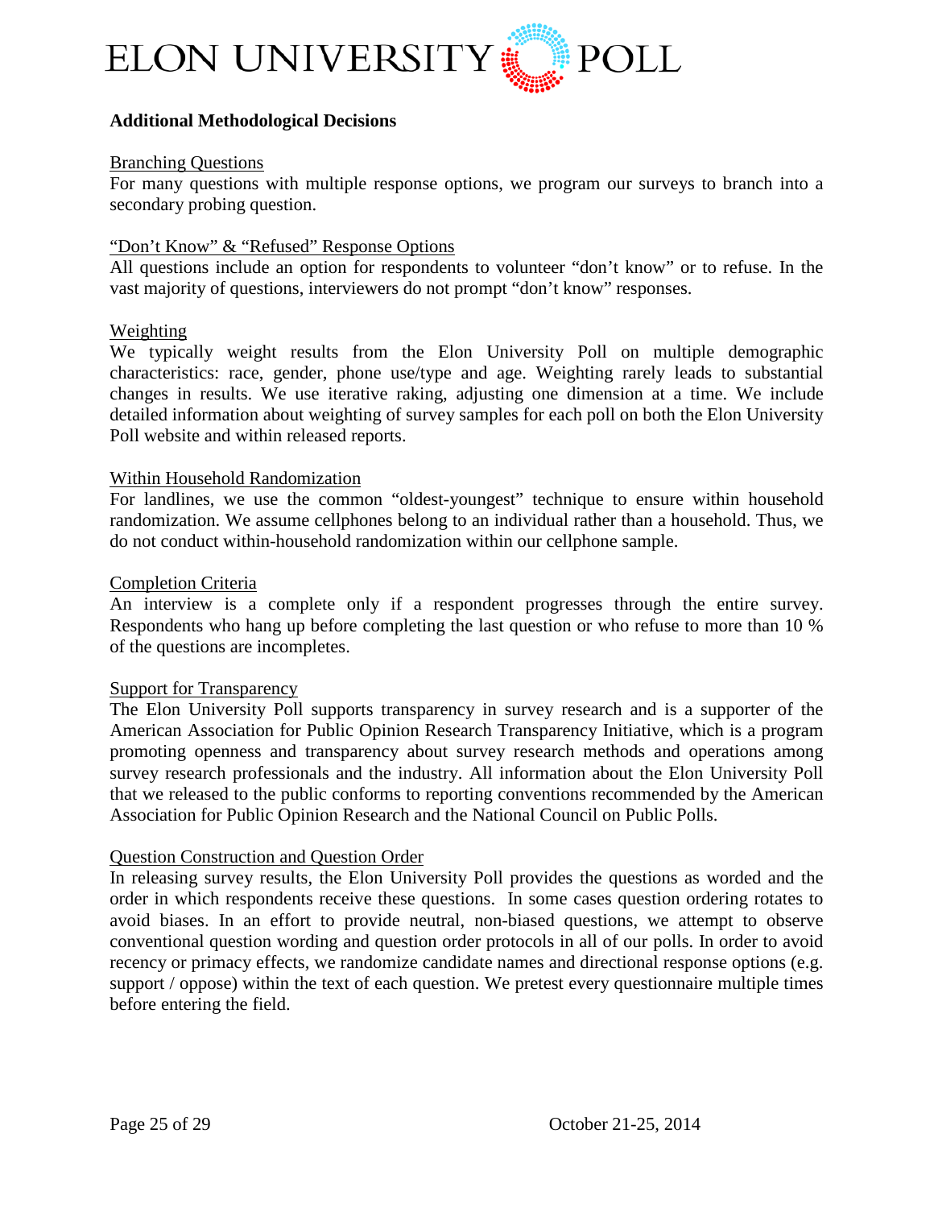## Additional Methodological Decisions

### Branching Questions

For many questions with multiple response options, we program our surveys to branch into a secondary probing question.

### "Don't Know" & "Refused" Response Options

All questions include an option for respondents to volunteer "don't know" or to refuse. In the vast majority of questions, interviewers do not prompt "don't know" responses.

### Weighting

We typically weight results from the Elon University Poll on multiple demographic characteristics: race, gender, phone use/type and age. Weighting rarely leads to substantial changes in results. We use iterative raking, adjusting one dimension at a time. We include detailed information about weighting of survey samples for each poll on both the Elon University Poll website and within released reports.

### Within Household Randomization

For landlines, we use the common "oldest-youngest" technique to ensure within household randomization. We assume cellphones belong to an individual rather than a household. Thus, we do not conduct within-household randomization within our cellphone sample.

### Completion Criteria

An interview is a complete only if a respondent progresses through the entire survey. Respondents who hang up before completing the last question or who refuse to more than 10 % of the questions are incompletes.

### Support for Transparency

The Elon University Poll supports transparency in survey research and is a supporter of the American Association for Public Opinion Research Transparency Initiative, which is a program promoting openness and transparency about survey research methods and operations among survey research professionals and the industry. All information about the Elon University Poll that we released to the public conforms to reporting conventions recommended by the American Association for Public Opinion Research and the National Council on Public Polls.

### Question Construction and Question Order

In releasing survey results, the Elon University Poll provides the questions as worded and the order in which respondents receive these questions. In some cases question ordering rotates to avoid biases. In an effort to provide neutral, non-biased questions, we attempt to observe conventional question wording and question order protocols in all of our polls. In order to avoid recency or primacy effects, we randomize candidate names and directional response options (e.g. support / oppose) within the text of each question. We pretest every questionnaire multiple times before entering the field.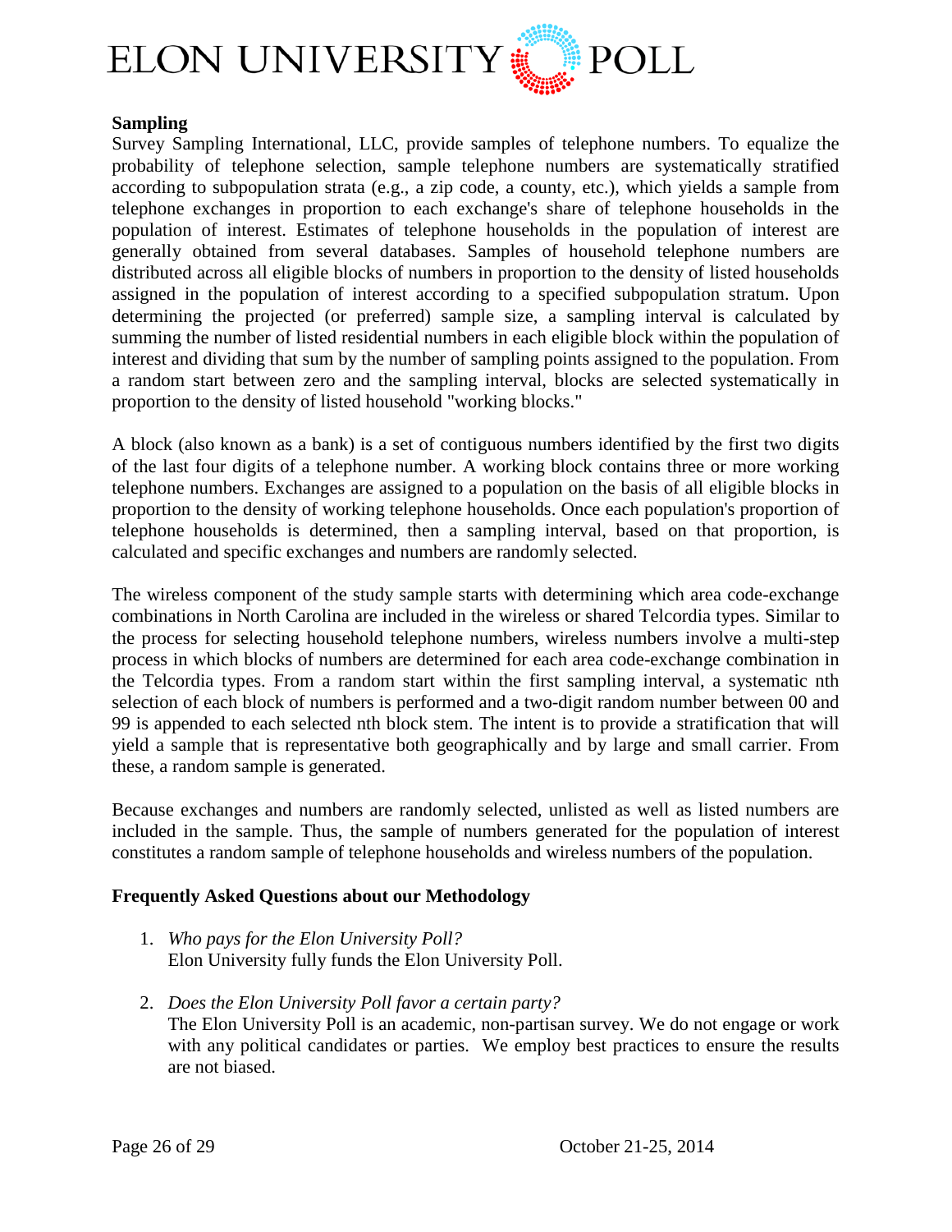**Sampling**

Survey Sampling International, LLC, provide samples of telephone numbers. To equalize the probability of telephone selection, sample telephone numbers are systematically stratified according to subpopulation strata (e.g., a zip code, a county, etc.), which yields a sample from telephone exchanges in proportion to each exchange's share of telephone households in the population of interest. Estimates of telephone households in the population of interest are generally obtained from several databases. Samples of household telephone numbers are distributed across all eligible blocks of numbers in proportion to the density of listed households assigned in the population of interest according to a specified subpopulation stratum. Upon determining the projected (or preferred) sample size, a sampling interval is calculated by summing the number of listed residential numbers in each eligible block within the population of interest and dividing that sum by the number of sampling points assigned to the population. From a random start between zero and the sampling interval, blocks are selected systematically in proportion to the density of listed household "working blocks."

A block (also known as a bank) is a set of contiguous numbers identified by the first two digits of the last four digits of a telephone number. A working block contains three or more working telephone numbers. Exchanges are assigned to a population on the basis of all eligible blocks in proportion to the density of working telephone households. Once each population's proportion of telephone households is determined, then a sampling interval, based on that proportion, is calculated and specific exchanges and numbers are randomly selected.

The wireless component of the study sample starts with determining which area code-exchange combinations in North Carolina are included in the wireless or shared Telcordia types. Similar to the process for selecting household telephone numbers, wireless numbers involve a multi-step process in which blocks of numbers are determined for each area code-exchange combination in the Telcordia types. From a random start within the first sampling interval, a systematic nth selection of each block of numbers is performed and a two-digit random number between 00 and 99 is appended to each selected nth block stem. The intent is to provide a stratification that will yield a sample that is representative both geographically and by large and small carrier. From these, a random sample is generated.

Because exchanges and numbers are randomly selected, unlisted as well as listed numbers are included in the sample. Thus, the sample of numbers generated for the population of interest constitutes a random sample of telephone households and wireless numbers of the population.

**Frequently Asked Questions about our Methodology**

1. *Who pays for the Elon University Poll?*
   Elon University fully funds the Elon University Poll.

2. *Does the Elon University Poll favor a certain party?*
   The Elon University Poll is an academic, non-partisan survey. We do not engage or work with any political candidates or parties. We employ best practices to ensure the results are not biased.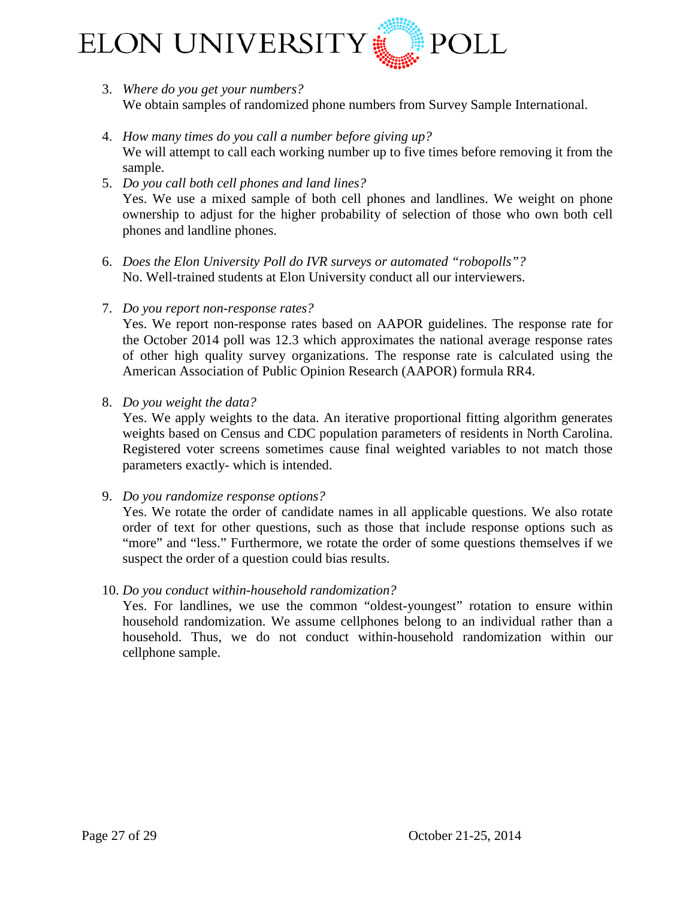3. *Where do you get your numbers?*
   We obtain samples of randomized phone numbers from Survey Sample International.

4. *How many times do you call a number before giving up?*
   We will attempt to call each working number up to five times before removing it from the sample.

5. *Do you call both cell phones and land lines?*
   Yes. We use a mixed sample of both cell phones and landlines. We weight on phone ownership to adjust for the higher probability of selection of those who own both cell phones and landline phones.

6. *Does the Elon University Poll do IVR surveys or automated "robopolls"?*
   No. Well-trained students at Elon University conduct all our interviewers.

7. *Do you report non-response rates?*
   Yes. We report non-response rates based on AAPOR guidelines. The response rate for the October 2014 poll was 12.3 which approximates the national average response rates of other high quality survey organizations. The response rate is calculated using the American Association of Public Opinion Research (AAPOR) formula RR4.

8. *Do you weight the data?*
   Yes. We apply weights to the data. An iterative proportional fitting algorithm generates weights based on Census and CDC population parameters of residents in North Carolina. Registered voter screens sometimes cause final weighted variables to not match those parameters exactly- which is intended.

9. *Do you randomize response options?*
   Yes. We rotate the order of candidate names in all applicable questions. We also rotate order of text for other questions, such as those that include response options such as "more" and "less." Furthermore, we rotate the order of some questions themselves if we suspect the order of a question could bias results.

10. *Do you conduct within-household randomization?*
    Yes. For landlines, we use the common "oldest-youngest" rotation to ensure within household randomization. We assume cellphones belong to an individual rather than a household. Thus, we do not conduct within-household randomization within our cellphone sample.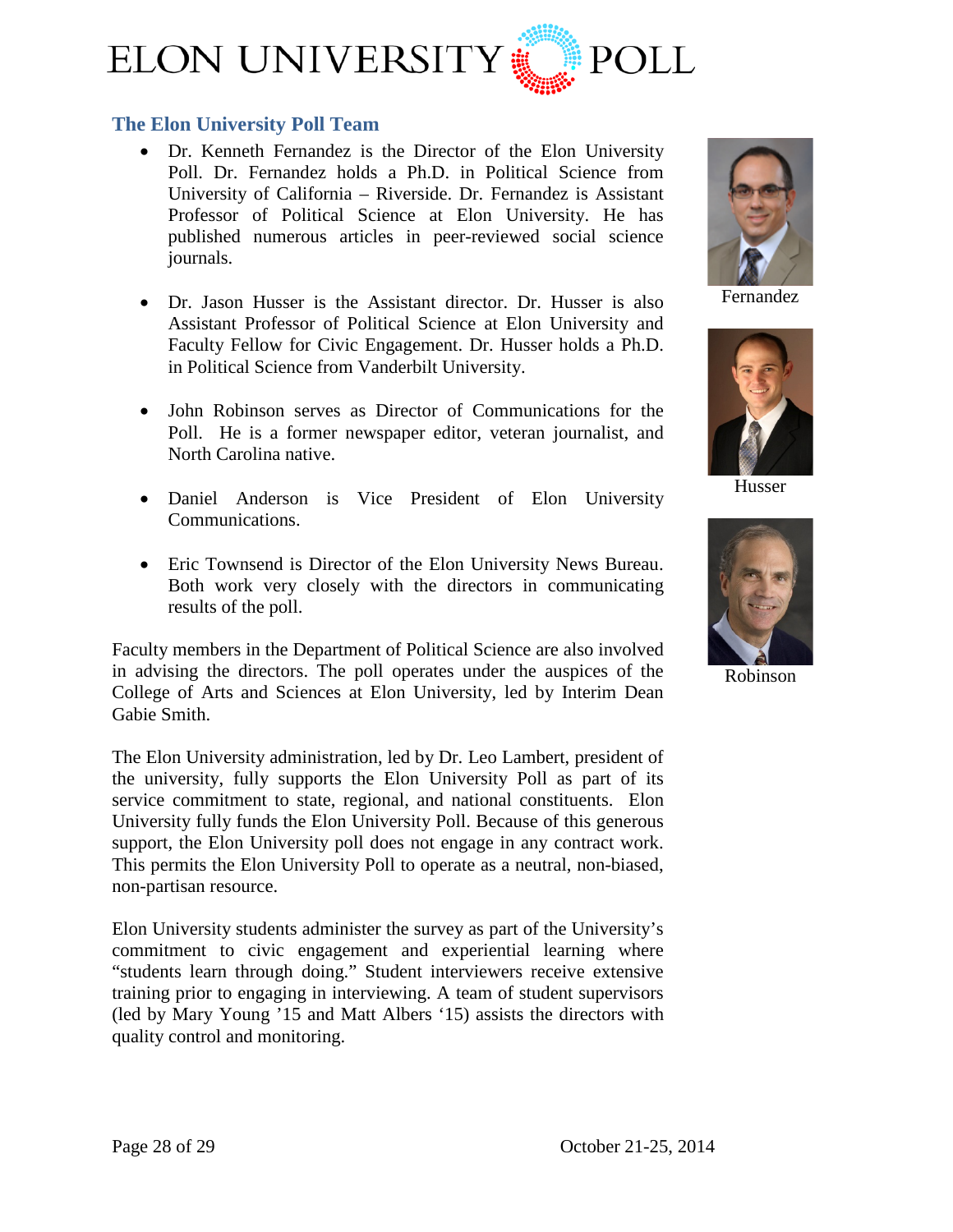## The Elon University Poll Team

- Dr. Kenneth Fernandez is the Director of the Elon University Poll. Dr. Fernandez holds a Ph.D. in Political Science from University of California – Riverside. Dr. Fernandez is Assistant Professor of Political Science at Elon University. He has published numerous articles in peer-reviewed social science journals.

- Dr. Jason Husser is the Assistant director. Dr. Husser is also Assistant Professor of Political Science at Elon University and Faculty Fellow for Civic Engagement. Dr. Husser holds a Ph.D. in Political Science from Vanderbilt University.

- John Robinson serves as Director of Communications for the Poll. He is a former newspaper editor, veteran journalist, and North Carolina native.

- Daniel Anderson is Vice President of Elon University Communications.

- Eric Townsend is Director of the Elon University News Bureau. Both work very closely with the directors in communicating results of the poll.

Fernandez

Husser

Robinson

Faculty members in the Department of Political Science are also involved in advising the directors. The poll operates under the auspices of the College of Arts and Sciences at Elon University, led by Interim Dean Gabie Smith.

The Elon University administration, led by Dr. Leo Lambert, president of the university, fully supports the Elon University Poll as part of its service commitment to state, regional, and national constituents. Elon University fully funds the Elon University Poll. Because of this generous support, the Elon University poll does not engage in any contract work. This permits the Elon University Poll to operate as a neutral, non-biased, non-partisan resource.

Elon University students administer the survey as part of the University's commitment to civic engagement and experiential learning where "students learn through doing." Student interviewers receive extensive training prior to engaging in interviewing. A team of student supervisors (led by Mary Young '15 and Matt Albers '15) assists the directors with quality control and monitoring.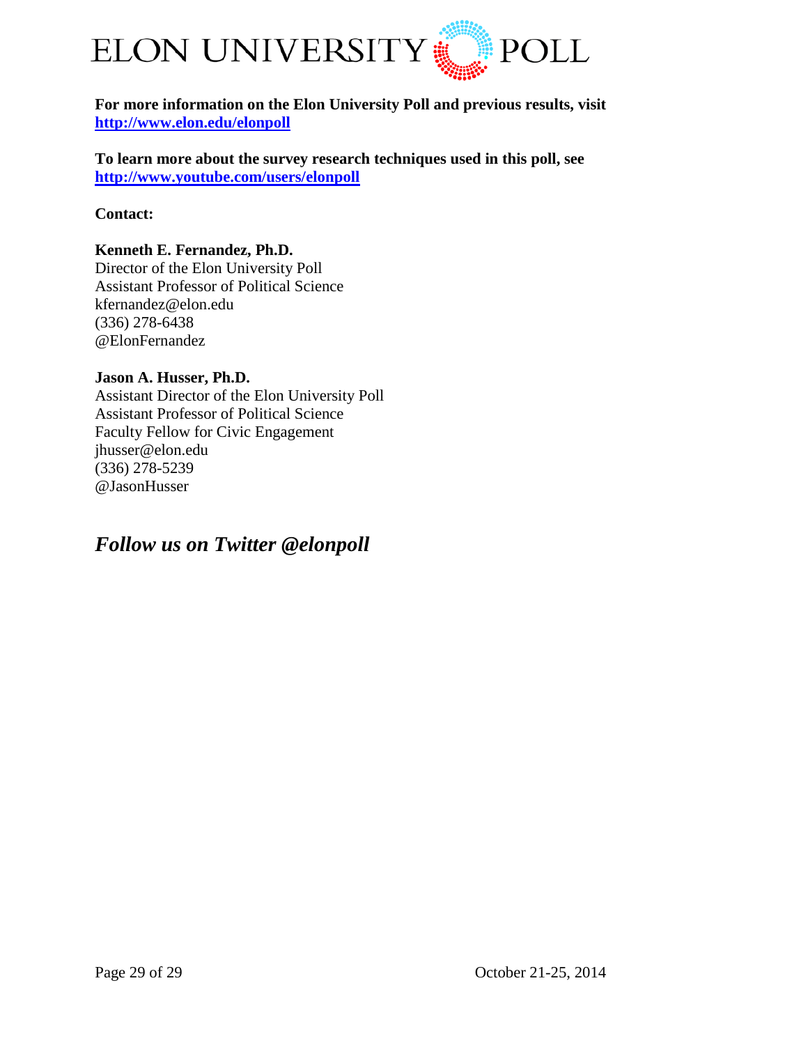# ELON UNIVERSITY POLL

**For more information on the Elon University Poll and previous results, visit [http://www.elon.edu/elonpoll](http://www.elon.edu/elonpoll)**

**To learn more about the survey research techniques used in this poll, see [http://www.youtube.com/users/elonpoll](http://www.youtube.com/users/elonpoll)**

**Contact:**

**Kenneth E. Fernandez, Ph.D.**
Director of the Elon University Poll
Assistant Professor of Political Science
kfernandez@elon.edu
(336) 278-6438
@ElonFernandez

**Jason A. Husser, Ph.D.**
Assistant Director of the Elon University Poll
Assistant Professor of Political Science
Faculty Fellow for Civic Engagement
jhusser@elon.edu
(336) 278-5239
@JasonHusser

***Follow us on Twitter @elonpoll***